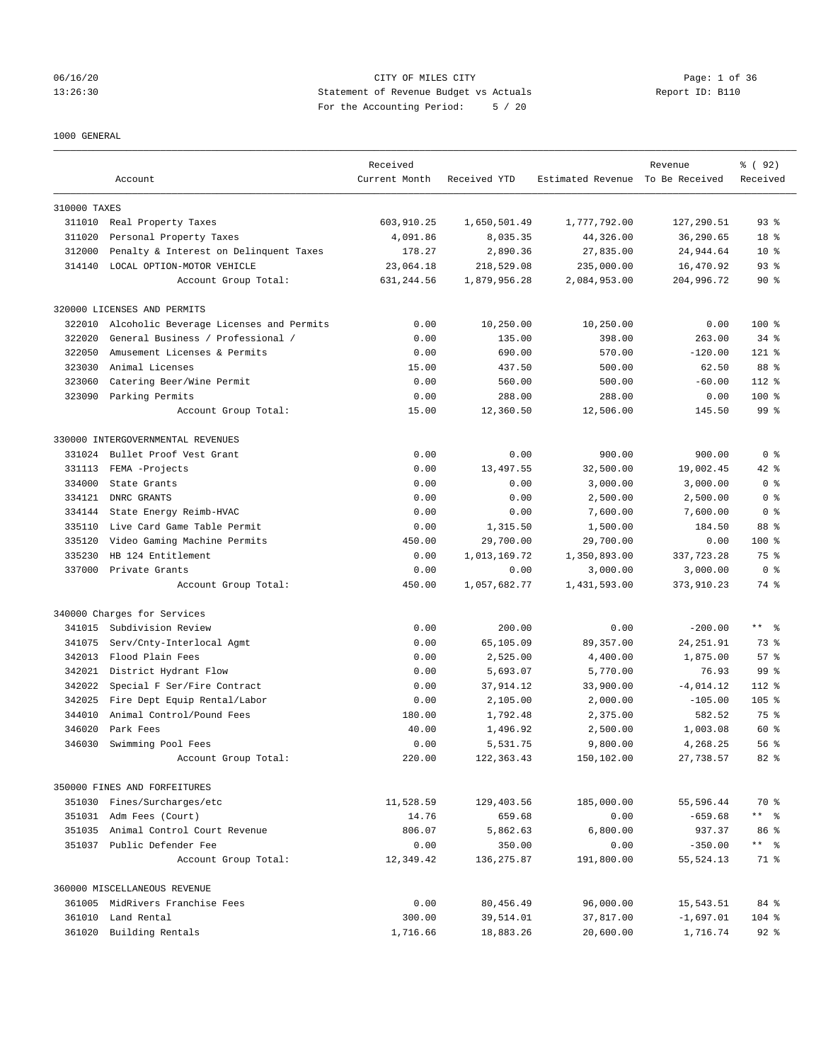CITY OF MILES CITY
Statement of Revenue Budget vs Actuals
For the Accounting Period: 5 / 20

1000 GENERAL

| Account | | Received Current Month | Received YTD | Estimated Revenue | Revenue To Be Received | % ( 92) Received |
|---|---|---|---|---|---|---|
| **310000 TAXES** | | | | | | |
| 311010 | Real Property Taxes | 603,910.25 | 1,650,501.49 | 1,777,792.00 | 127,290.51 | 93 % |
| 311020 | Personal Property Taxes | 4,091.86 | 8,035.35 | 44,326.00 | 36,290.65 | 18 % |
| 312000 | Penalty & Interest on Delinquent Taxes | 178.27 | 2,890.36 | 27,835.00 | 24,944.64 | 10 % |
| 314140 | LOCAL OPTION-MOTOR VEHICLE | 23,064.18 | 218,529.08 | 235,000.00 | 16,470.92 | 93 % |
| | Account Group Total: | 631,244.56 | 1,879,956.28 | 2,084,953.00 | 204,996.72 | 90 % |
| **320000 LICENSES AND PERMITS** | | | | | | |
| 322010 | Alcoholic Beverage Licenses and Permits | 0.00 | 10,250.00 | 10,250.00 | 0.00 | 100 % |
| 322020 | General Business / Professional / | 0.00 | 135.00 | 398.00 | 263.00 | 34 % |
| 322050 | Amusement Licenses & Permits | 0.00 | 690.00 | 570.00 | -120.00 | 121 % |
| 323030 | Animal Licenses | 15.00 | 437.50 | 500.00 | 62.50 | 88 % |
| 323060 | Catering Beer/Wine Permit | 0.00 | 560.00 | 500.00 | -60.00 | 112 % |
| 323090 | Parking Permits | 0.00 | 288.00 | 288.00 | 0.00 | 100 % |
| | Account Group Total: | 15.00 | 12,360.50 | 12,506.00 | 145.50 | 99 % |
| **330000 INTERGOVERNMENTAL REVENUES** | | | | | | |
| 331024 | Bullet Proof Vest Grant | 0.00 | 0.00 | 900.00 | 900.00 | 0 % |
| 331113 | FEMA -Projects | 0.00 | 13,497.55 | 32,500.00 | 19,002.45 | 42 % |
| 334000 | State Grants | 0.00 | 0.00 | 3,000.00 | 3,000.00 | 0 % |
| 334121 | DNRC GRANTS | 0.00 | 0.00 | 2,500.00 | 2,500.00 | 0 % |
| 334144 | State Energy Reimb-HVAC | 0.00 | 0.00 | 7,600.00 | 7,600.00 | 0 % |
| 335110 | Live Card Game Table Permit | 0.00 | 1,315.50 | 1,500.00 | 184.50 | 88 % |
| 335120 | Video Gaming Machine Permits | 450.00 | 29,700.00 | 29,700.00 | 0.00 | 100 % |
| 335230 | HB 124 Entitlement | 0.00 | 1,013,169.72 | 1,350,893.00 | 337,723.28 | 75 % |
| 337000 | Private Grants | 0.00 | 0.00 | 3,000.00 | 3,000.00 | 0 % |
| | Account Group Total: | 450.00 | 1,057,682.77 | 1,431,593.00 | 373,910.23 | 74 % |
| **340000 Charges for Services** | | | | | | |
| 341015 | Subdivision Review | 0.00 | 200.00 | 0.00 | -200.00 | ** % |
| 341075 | Serv/Cnty-Interlocal Agmt | 0.00 | 65,105.09 | 89,357.00 | 24,251.91 | 73 % |
| 342013 | Flood Plain Fees | 0.00 | 2,525.00 | 4,400.00 | 1,875.00 | 57 % |
| 342021 | District Hydrant Flow | 0.00 | 5,693.07 | 5,770.00 | 76.93 | 99 % |
| 342022 | Special F Ser/Fire Contract | 0.00 | 37,914.12 | 33,900.00 | -4,014.12 | 112 % |
| 342025 | Fire Dept Equip Rental/Labor | 0.00 | 2,105.00 | 2,000.00 | -105.00 | 105 % |
| 344010 | Animal Control/Pound Fees | 180.00 | 1,792.48 | 2,375.00 | 582.52 | 75 % |
| 346020 | Park Fees | 40.00 | 1,496.92 | 2,500.00 | 1,003.08 | 60 % |
| 346030 | Swimming Pool Fees | 0.00 | 5,531.75 | 9,800.00 | 4,268.25 | 56 % |
| | Account Group Total: | 220.00 | 122,363.43 | 150,102.00 | 27,738.57 | 82 % |
| **350000 FINES AND FORFEITURES** | | | | | | |
| 351030 | Fines/Surcharges/etc | 11,528.59 | 129,403.56 | 185,000.00 | 55,596.44 | 70 % |
| 351031 | Adm Fees (Court) | 14.76 | 659.68 | 0.00 | -659.68 | ** % |
| 351035 | Animal Control Court Revenue | 806.07 | 5,862.63 | 6,800.00 | 937.37 | 86 % |
| 351037 | Public Defender Fee | 0.00 | 350.00 | 0.00 | -350.00 | ** % |
| | Account Group Total: | 12,349.42 | 136,275.87 | 191,800.00 | 55,524.13 | 71 % |
| **360000 MISCELLANEOUS REVENUE** | | | | | | |
| 361005 | MidRivers Franchise Fees | 0.00 | 80,456.49 | 96,000.00 | 15,543.51 | 84 % |
| 361010 | Land Rental | 300.00 | 39,514.01 | 37,817.00 | -1,697.01 | 104 % |
| 361020 | Building Rentals | 1,716.66 | 18,883.26 | 20,600.00 | 1,716.74 | 92 % |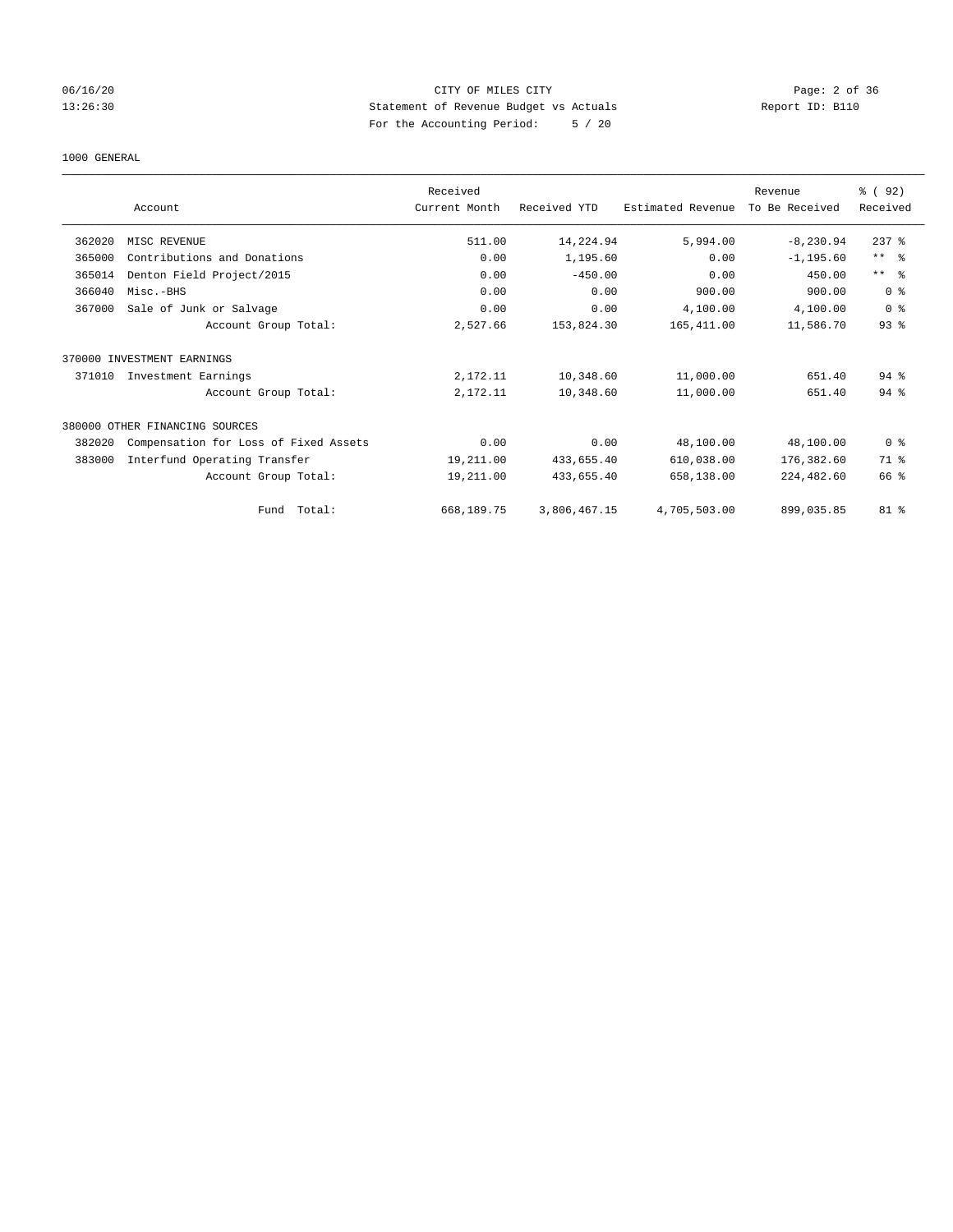CITY OF MILES CITY
Statement of Revenue Budget vs Actuals
For the Accounting Period: 5 / 20

06/16/20
13:26:30

Report ID: B110

1000 GENERAL

| | Account | Received Current Month | Received YTD | Estimated Revenue | Revenue To Be Received | % ( 92) Received |
|---|---|---|---|---|---|---|
| 362020 | MISC REVENUE | 511.00 | 14,224.94 | 5,994.00 | -8,230.94 | 237 % |
| 365000 | Contributions and Donations | 0.00 | 1,195.60 | 0.00 | -1,195.60 | ** % |
| 365014 | Denton Field Project/2015 | 0.00 | -450.00 | 0.00 | 450.00 | ** % |
| 366040 | Misc.-BHS | 0.00 | 0.00 | 900.00 | 900.00 | 0 % |
| 367000 | Sale of Junk or Salvage | 0.00 | 0.00 | 4,100.00 | 4,100.00 | 0 % |
| | Account Group Total: | 2,527.66 | 153,824.30 | 165,411.00 | 11,586.70 | 93 % |
| 370000 INVESTMENT EARNINGS | | | | | | |
| 371010 | Investment Earnings | 2,172.11 | 10,348.60 | 11,000.00 | 651.40 | 94 % |
| | Account Group Total: | 2,172.11 | 10,348.60 | 11,000.00 | 651.40 | 94 % |
| 380000 OTHER FINANCING SOURCES | | | | | | |
| 382020 | Compensation for Loss of Fixed Assets | 0.00 | 0.00 | 48,100.00 | 48,100.00 | 0 % |
| 383000 | Interfund Operating Transfer | 19,211.00 | 433,655.40 | 610,038.00 | 176,382.60 | 71 % |
| | Account Group Total: | 19,211.00 | 433,655.40 | 658,138.00 | 224,482.60 | 66 % |
| | Fund Total: | 668,189.75 | 3,806,467.15 | 4,705,503.00 | 899,035.85 | 81 % |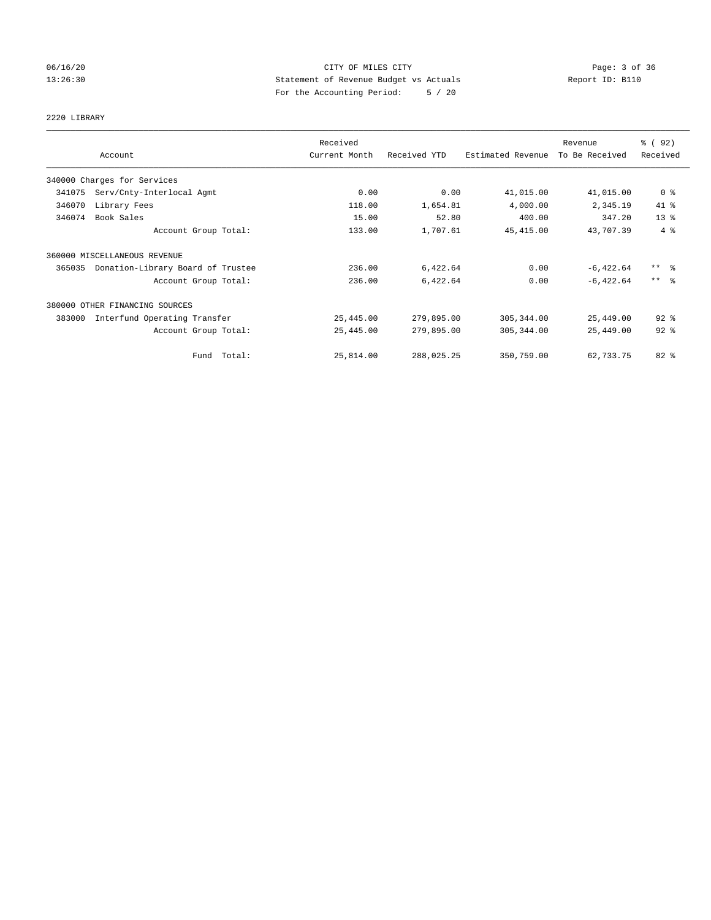CITY OF MILES CITY
Statement of Revenue Budget vs Actuals
For the Accounting Period: 5 / 20

06/16/20
13:26:30

Report ID: B110

## 2220 LIBRARY

| Account | | Received Current Month | Received YTD | Estimated Revenue | Revenue To Be Received | % ( 92) Received |
|---|---|---|---|---|---|---|
| 340000 Charges for Services | | | | | | |
| 341075 | Serv/Cnty-Interlocal Agmt | 0.00 | 0.00 | 41,015.00 | 41,015.00 | 0 % |
| 346070 | Library Fees | 118.00 | 1,654.81 | 4,000.00 | 2,345.19 | 41 % |
| 346074 | Book Sales | 15.00 | 52.80 | 400.00 | 347.20 | 13 % |
| | Account Group Total: | 133.00 | 1,707.61 | 45,415.00 | 43,707.39 | 4 % |
| 360000 MISCELLANEOUS REVENUE | | | | | | |
| 365035 | Donation-Library Board of Trustee | 236.00 | 6,422.64 | 0.00 | -6,422.64 | ** % |
| | Account Group Total: | 236.00 | 6,422.64 | 0.00 | -6,422.64 | ** % |
| 380000 OTHER FINANCING SOURCES | | | | | | |
| 383000 | Interfund Operating Transfer | 25,445.00 | 279,895.00 | 305,344.00 | 25,449.00 | 92 % |
| | Account Group Total: | 25,445.00 | 279,895.00 | 305,344.00 | 25,449.00 | 92 % |
| | Fund Total: | 25,814.00 | 288,025.25 | 350,759.00 | 62,733.75 | 82 % |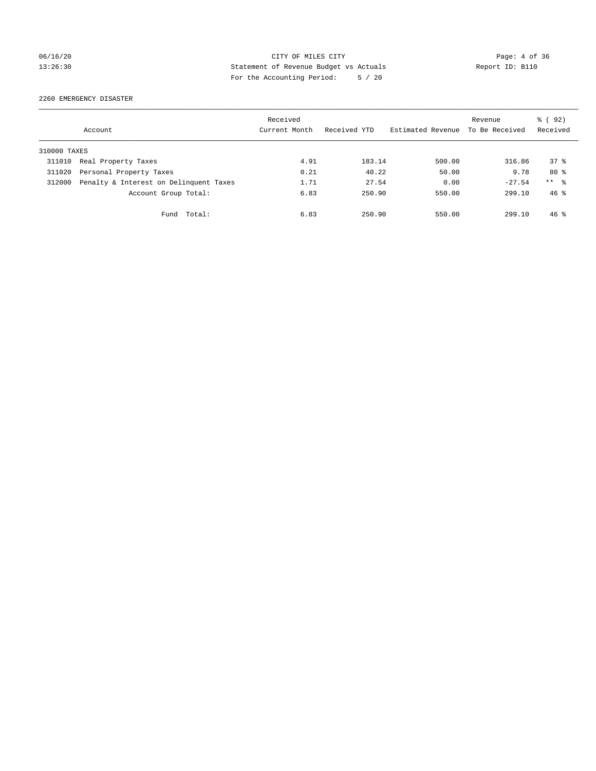CITY OF MILES CITY
Statement of Revenue Budget vs Actuals
For the Accounting Period: 5 / 20

2260 EMERGENCY DISASTER

| Account | | Received Current Month | Received YTD | Estimated Revenue | Revenue To Be Received | % ( 92) Received |
|---|---|---|---|---|---|---|
| 310000 TAXES | | | | | | |
| 311010 | Real Property Taxes | 4.91 | 183.14 | 500.00 | 316.86 | 37 % |
| 311020 | Personal Property Taxes | 0.21 | 40.22 | 50.00 | 9.78 | 80 % |
| 312000 | Penalty & Interest on Delinquent Taxes | 1.71 | 27.54 | 0.00 | -27.54 | ** % |
| | Account Group Total: | 6.83 | 250.90 | 550.00 | 299.10 | 46 % |
| | Fund Total: | 6.83 | 250.90 | 550.00 | 299.10 | 46 % |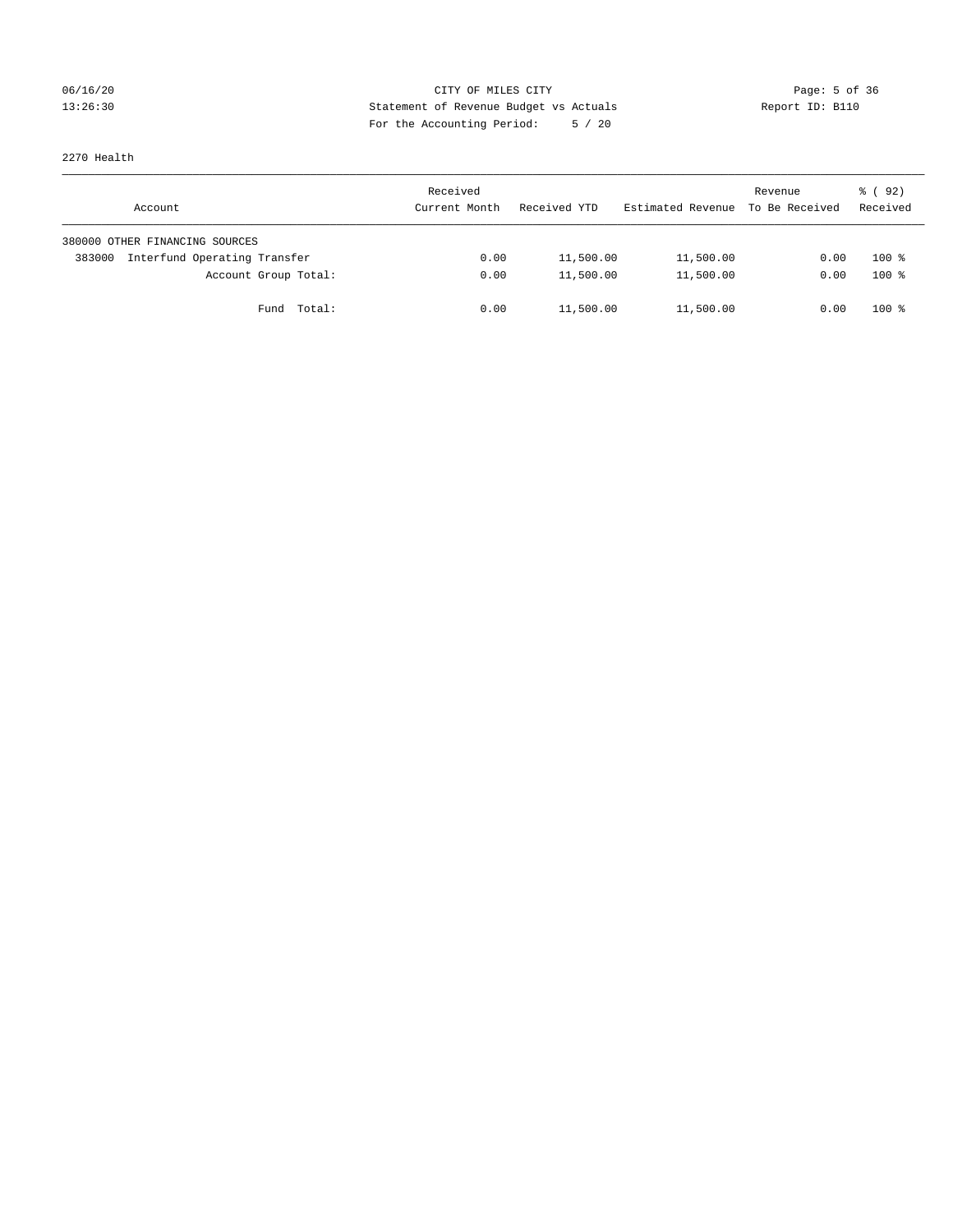CITY OF MILES CITY
Statement of Revenue Budget vs Actuals
For the Accounting Period: 5 / 20

2270 Health

| Account | Received Current Month | Received YTD | Estimated Revenue | Revenue To Be Received | % ( 92) Received |
|---|---|---|---|---|---|
| 380000 OTHER FINANCING SOURCES | | | | | |
| 383000 Interfund Operating Transfer | 0.00 | 11,500.00 | 11,500.00 | 0.00 | 100 % |
| Account Group Total: | 0.00 | 11,500.00 | 11,500.00 | 0.00 | 100 % |
| Fund Total: | 0.00 | 11,500.00 | 11,500.00 | 0.00 | 100 % |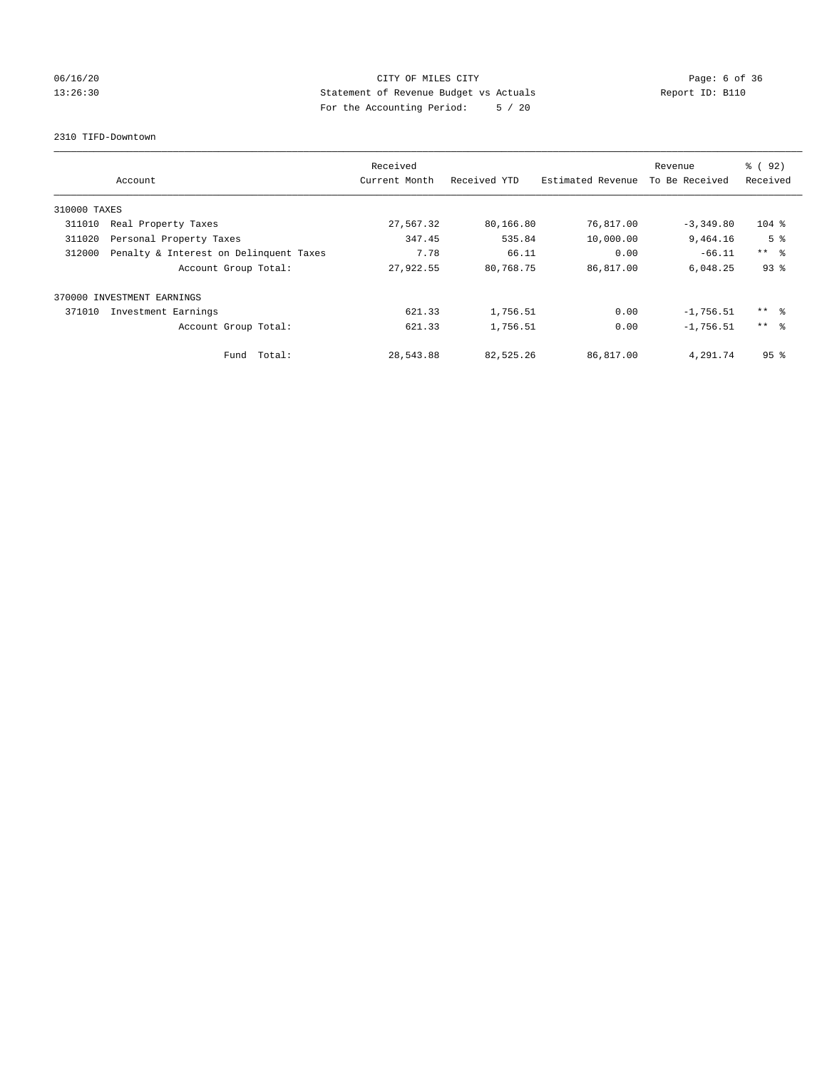CITY OF MILES CITY
Statement of Revenue Budget vs Actuals
For the Accounting Period: 5 / 20

06/16/20
13:26:30

Report ID: B110

2310 TIFD-Downtown

| Account | Received Current Month | Received YTD | Estimated Revenue | Revenue To Be Received | % ( 92) Received |
|---|---|---|---|---|---|
| 310000 TAXES | | | | | |
| 311010 Real Property Taxes | 27,567.32 | 80,166.80 | 76,817.00 | -3,349.80 | 104 % |
| 311020 Personal Property Taxes | 347.45 | 535.84 | 10,000.00 | 9,464.16 | 5 % |
| 312000 Penalty & Interest on Delinquent Taxes | 7.78 | 66.11 | 0.00 | -66.11 | ** % |
| Account Group Total: | 27,922.55 | 80,768.75 | 86,817.00 | 6,048.25 | 93 % |
| 370000 INVESTMENT EARNINGS | | | | | |
| 371010 Investment Earnings | 621.33 | 1,756.51 | 0.00 | -1,756.51 | ** % |
| Account Group Total: | 621.33 | 1,756.51 | 0.00 | -1,756.51 | ** % |
| Fund Total: | 28,543.88 | 82,525.26 | 86,817.00 | 4,291.74 | 95 % |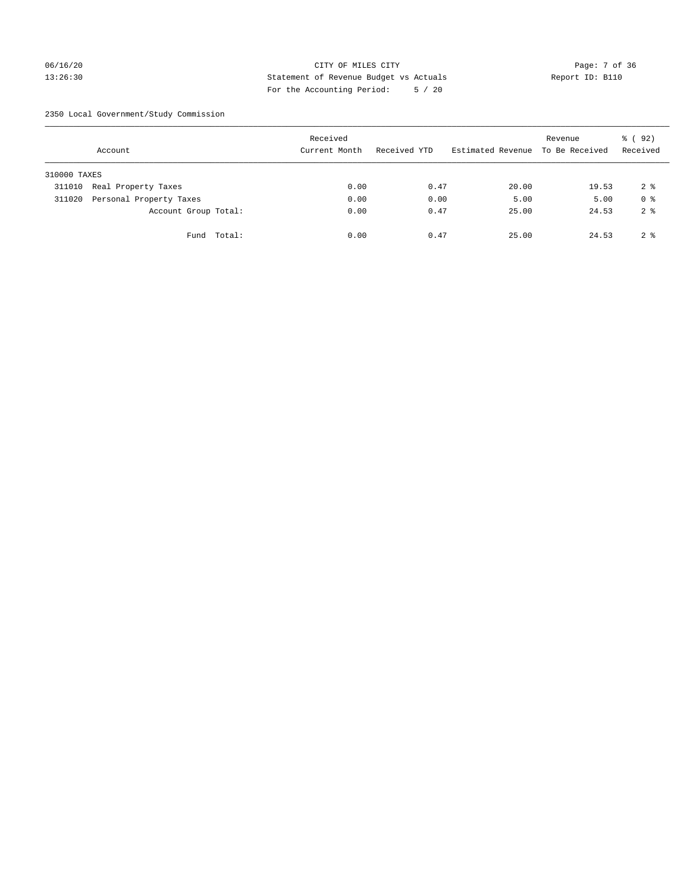CITY OF MILES CITY
Statement of Revenue Budget vs Actuals
For the Accounting Period: 5 / 20

06/16/20
13:26:30

Report ID: B110

2350 Local Government/Study Commission

| Account | Received Current Month | Received YTD | Estimated Revenue | Revenue To Be Received | % ( 92) Received |
|---|---|---|---|---|---|
| 310000 TAXES | | | | | |
| 311010 Real Property Taxes | 0.00 | 0.47 | 20.00 | 19.53 | 2 % |
| 311020 Personal Property Taxes | 0.00 | 0.00 | 5.00 | 5.00 | 0 % |
| Account Group Total: | 0.00 | 0.47 | 25.00 | 24.53 | 2 % |
| Fund Total: | 0.00 | 0.47 | 25.00 | 24.53 | 2 % |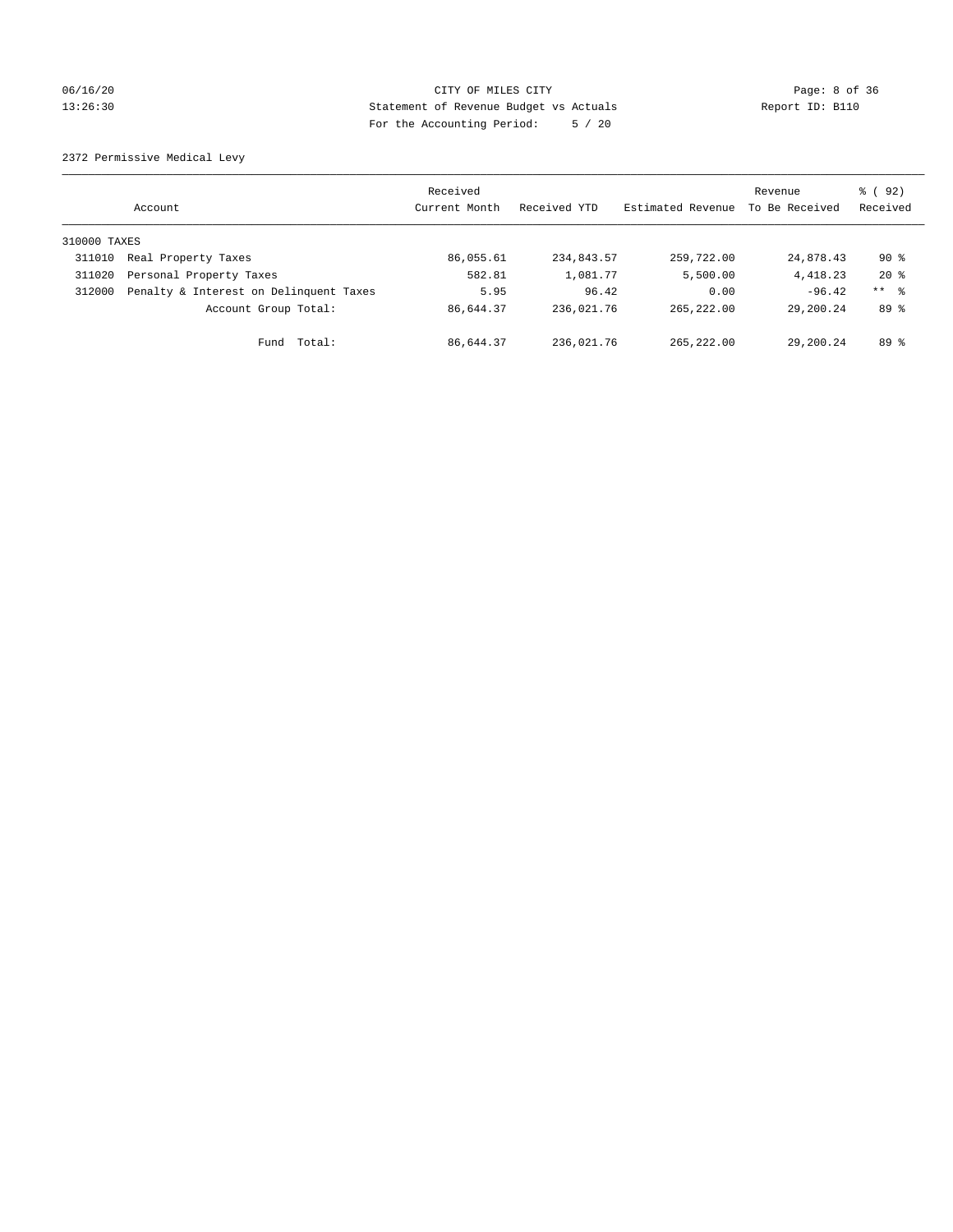CITY OF MILES CITY
Statement of Revenue Budget vs Actuals
For the Accounting Period: 5 / 20

2372 Permissive Medical Levy

| Account | | Received Current Month | Received YTD | Estimated Revenue | Revenue To Be Received | % ( 92) Received |
|---|---|---|---|---|---|---|
| 310000 TAXES | | | | | | |
| 311010 | Real Property Taxes | 86,055.61 | 234,843.57 | 259,722.00 | 24,878.43 | 90 % |
| 311020 | Personal Property Taxes | 582.81 | 1,081.77 | 5,500.00 | 4,418.23 | 20 % |
| 312000 | Penalty & Interest on Delinquent Taxes | 5.95 | 96.42 | 0.00 | -96.42 | ** % |
| | Account Group Total: | 86,644.37 | 236,021.76 | 265,222.00 | 29,200.24 | 89 % |
| | Fund Total: | 86,644.37 | 236,021.76 | 265,222.00 | 29,200.24 | 89 % |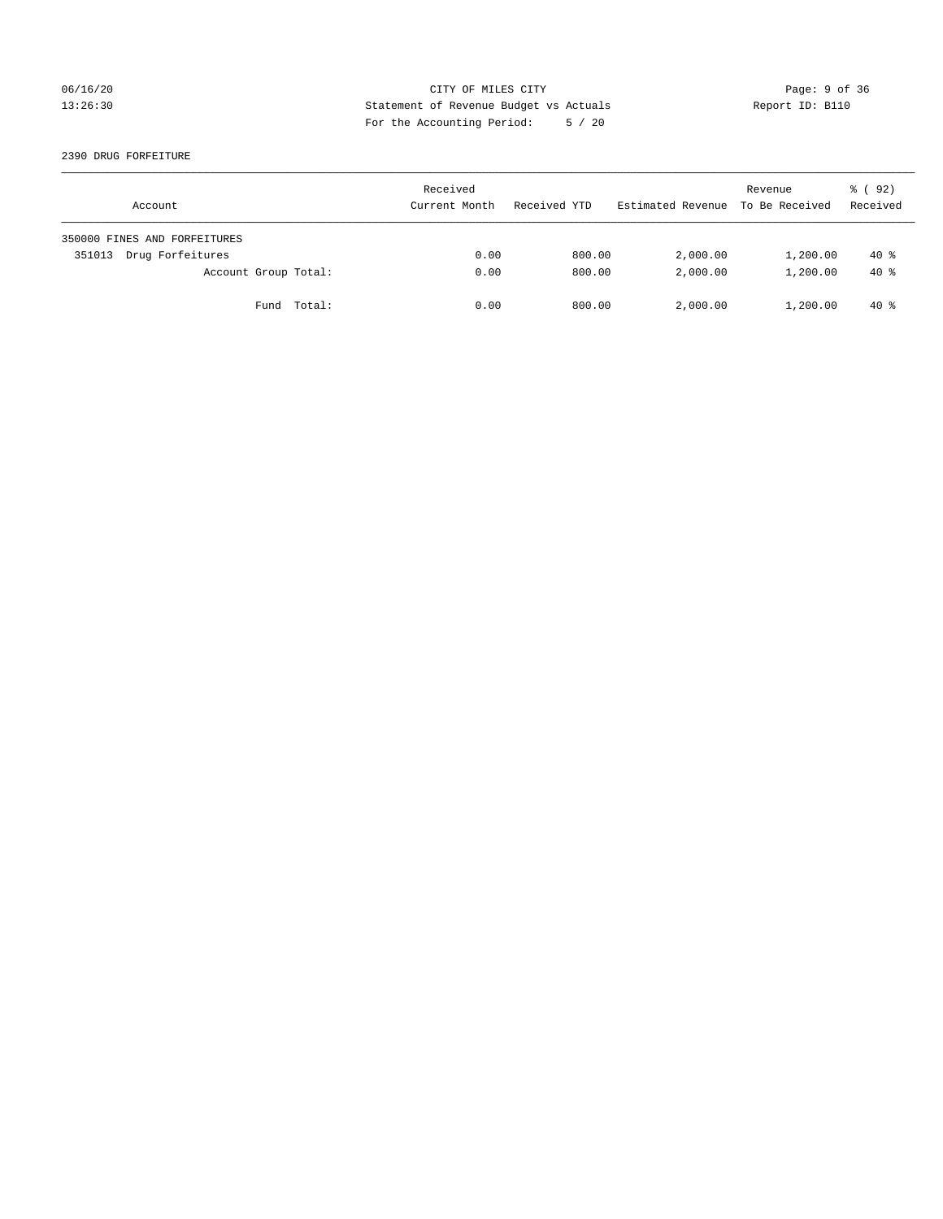CITY OF MILES CITY
Statement of Revenue Budget vs Actuals
For the Accounting Period: 5 / 20

Report ID: B110

2390 DRUG FORFEITURE

| Account | Received Current Month | Received YTD | Estimated Revenue | Revenue To Be Received | % ( 92) Received |
|---|---|---|---|---|---|
| 350000 FINES AND FORFEITURES | | | | | |
| 351013 Drug Forfeitures | 0.00 | 800.00 | 2,000.00 | 1,200.00 | 40 % |
| Account Group Total: | 0.00 | 800.00 | 2,000.00 | 1,200.00 | 40 % |
| Fund Total: | 0.00 | 800.00 | 2,000.00 | 1,200.00 | 40 % |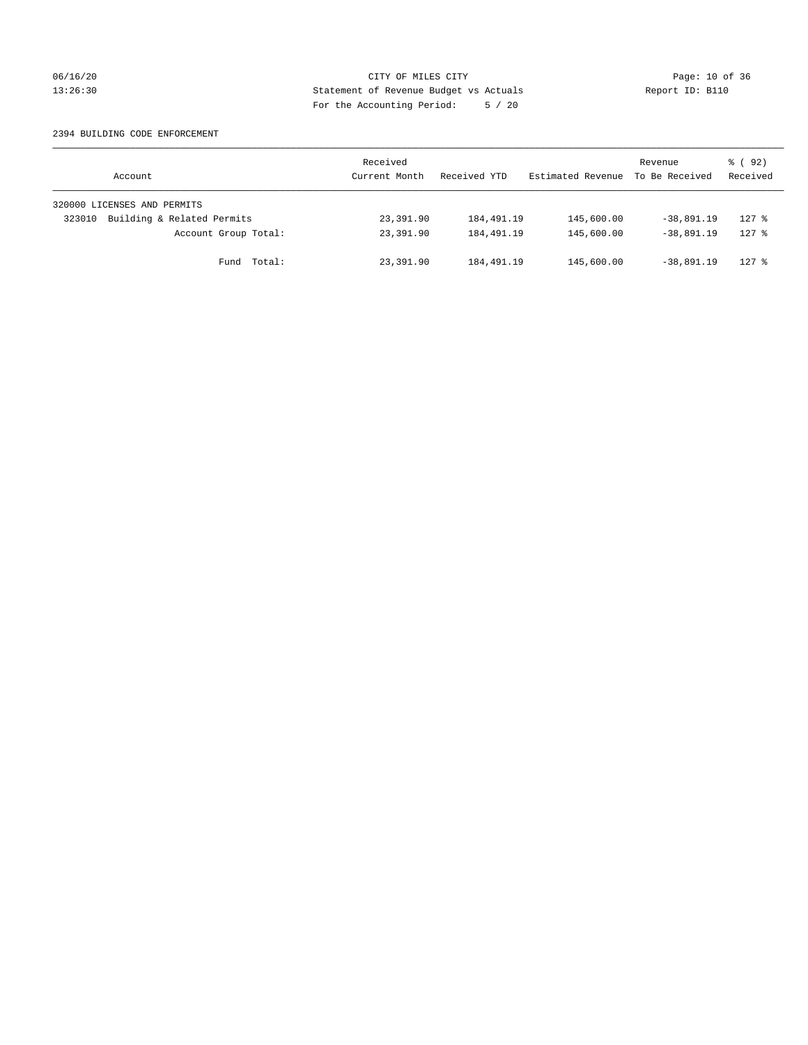CITY OF MILES CITY
Statement of Revenue Budget vs Actuals
For the Accounting Period: 5 / 20

06/16/20
13:26:30

Report ID: B110

2394 BUILDING CODE ENFORCEMENT

| Account | Received Current Month | Received YTD | Estimated Revenue | Revenue To Be Received | % ( 92) Received |
|---|---|---|---|---|---|
| 320000 LICENSES AND PERMITS | | | | | |
| 323010 Building & Related Permits | 23,391.90 | 184,491.19 | 145,600.00 | -38,891.19 | 127 % |
| Account Group Total: | 23,391.90 | 184,491.19 | 145,600.00 | -38,891.19 | 127 % |
| Fund Total: | 23,391.90 | 184,491.19 | 145,600.00 | -38,891.19 | 127 % |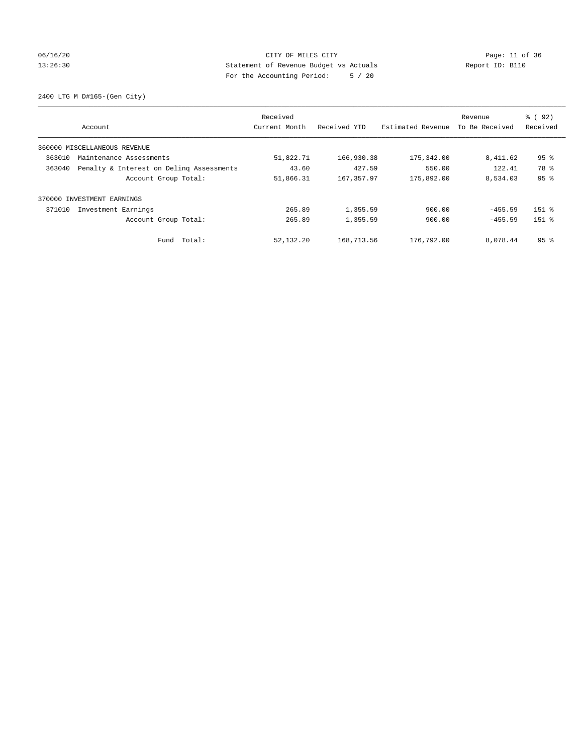CITY OF MILES CITY
Statement of Revenue Budget vs Actuals
For the Accounting Period: 5 / 20

06/16/20
13:26:30

Report ID: B110

2400 LTG M D#165-(Gen City)

| Account | Received Current Month | Received YTD | Estimated Revenue | Revenue To Be Received | % ( 92) Received |
|---|---|---|---|---|---|
| 360000 MISCELLANEOUS REVENUE | | | | | |
| 363010 Maintenance Assessments | 51,822.71 | 166,930.38 | 175,342.00 | 8,411.62 | 95 % |
| 363040 Penalty & Interest on Delinq Assessments | 43.60 | 427.59 | 550.00 | 122.41 | 78 % |
| Account Group Total: | 51,866.31 | 167,357.97 | 175,892.00 | 8,534.03 | 95 % |
| 370000 INVESTMENT EARNINGS | | | | | |
| 371010 Investment Earnings | 265.89 | 1,355.59 | 900.00 | -455.59 | 151 % |
| Account Group Total: | 265.89 | 1,355.59 | 900.00 | -455.59 | 151 % |
| Fund Total: | 52,132.20 | 168,713.56 | 176,792.00 | 8,078.44 | 95 % |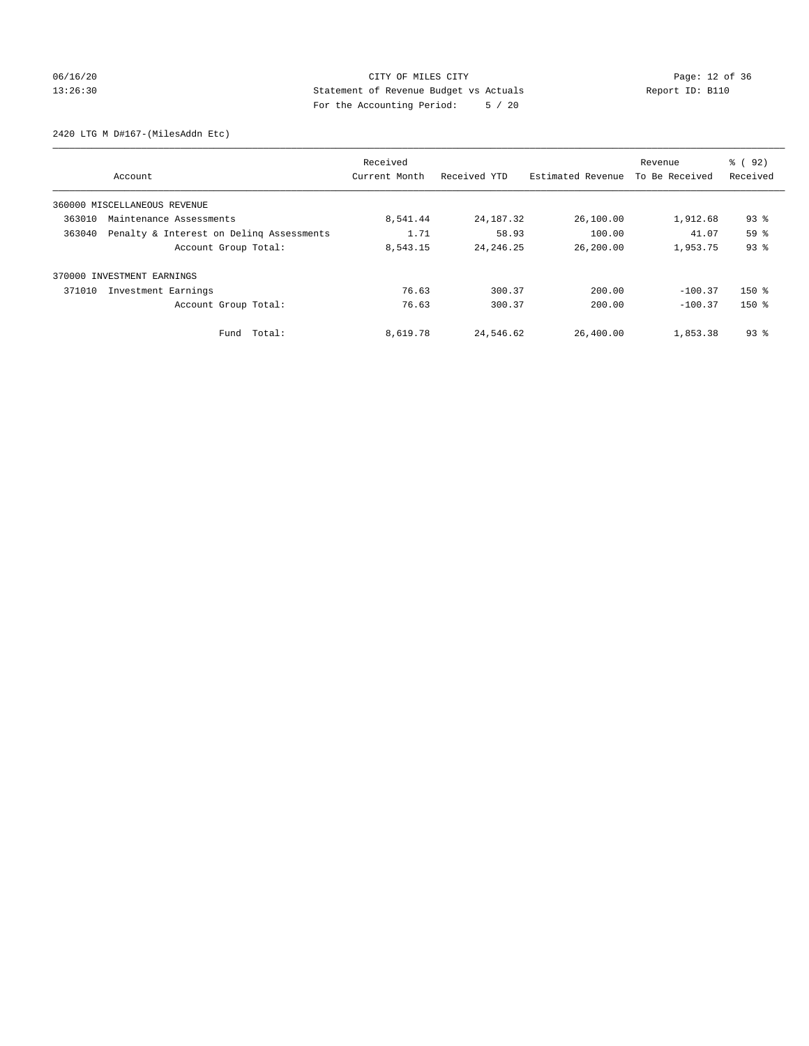CITY OF MILES CITY
Statement of Revenue Budget vs Actuals
For the Accounting Period: 5 / 20

06/16/20
13:26:30

Report ID: B110

2420 LTG M D#167-(MilesAddn Etc)

| Account | Received Current Month | Received YTD | Estimated Revenue | Revenue To Be Received | % ( 92) Received |
|---|---|---|---|---|---|
| 360000 MISCELLANEOUS REVENUE | | | | | |
| 363010 Maintenance Assessments | 8,541.44 | 24,187.32 | 26,100.00 | 1,912.68 | 93 % |
| 363040 Penalty & Interest on Delinq Assessments | 1.71 | 58.93 | 100.00 | 41.07 | 59 % |
| Account Group Total: | 8,543.15 | 24,246.25 | 26,200.00 | 1,953.75 | 93 % |
| 370000 INVESTMENT EARNINGS | | | | | |
| 371010 Investment Earnings | 76.63 | 300.37 | 200.00 | -100.37 | 150 % |
| Account Group Total: | 76.63 | 300.37 | 200.00 | -100.37 | 150 % |
| Fund Total: | 8,619.78 | 24,546.62 | 26,400.00 | 1,853.38 | 93 % |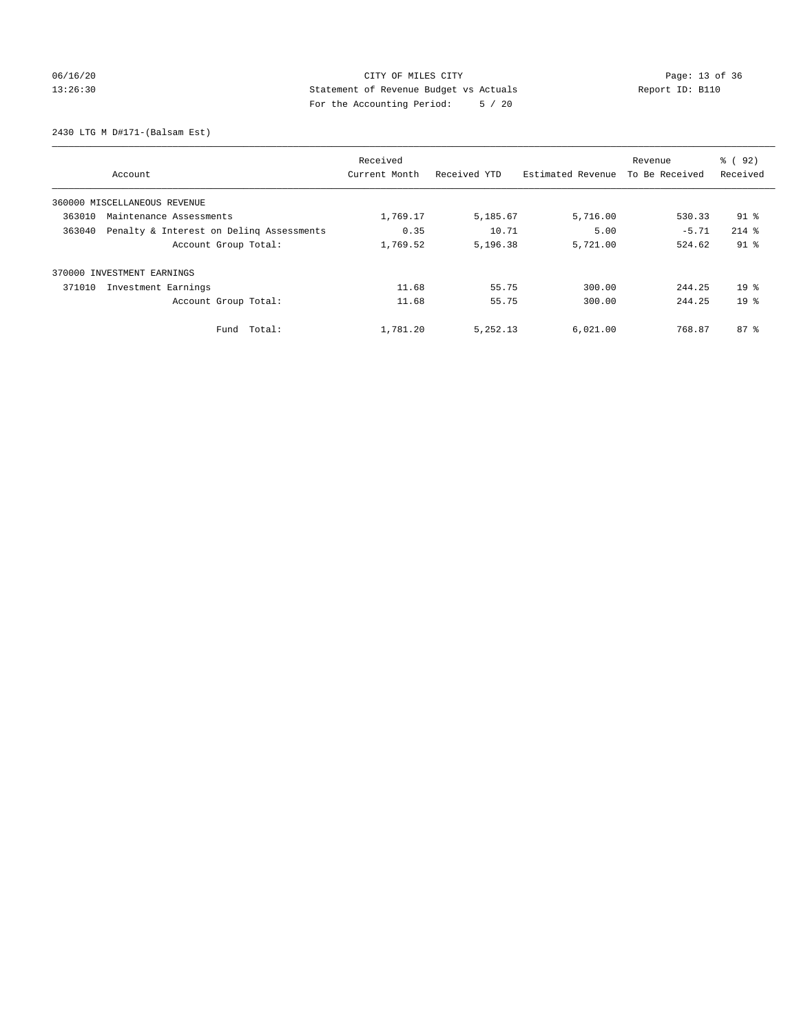CITY OF MILES CITY
Statement of Revenue Budget vs Actuals
For the Accounting Period: 5 / 20

06/16/20
13:26:30

Report ID: B110

2430 LTG M D#171-(Balsam Est)

| Account | Received Current Month | Received YTD | Estimated Revenue | Revenue To Be Received | % ( 92) Received |
|---|---|---|---|---|---|
| 360000 MISCELLANEOUS REVENUE | | | | | |
| 363010 Maintenance Assessments | 1,769.17 | 5,185.67 | 5,716.00 | 530.33 | 91 % |
| 363040 Penalty & Interest on Delinq Assessments | 0.35 | 10.71 | 5.00 | -5.71 | 214 % |
| Account Group Total: | 1,769.52 | 5,196.38 | 5,721.00 | 524.62 | 91 % |
| 370000 INVESTMENT EARNINGS | | | | | |
| 371010 Investment Earnings | 11.68 | 55.75 | 300.00 | 244.25 | 19 % |
| Account Group Total: | 11.68 | 55.75 | 300.00 | 244.25 | 19 % |
| Fund Total: | 1,781.20 | 5,252.13 | 6,021.00 | 768.87 | 87 % |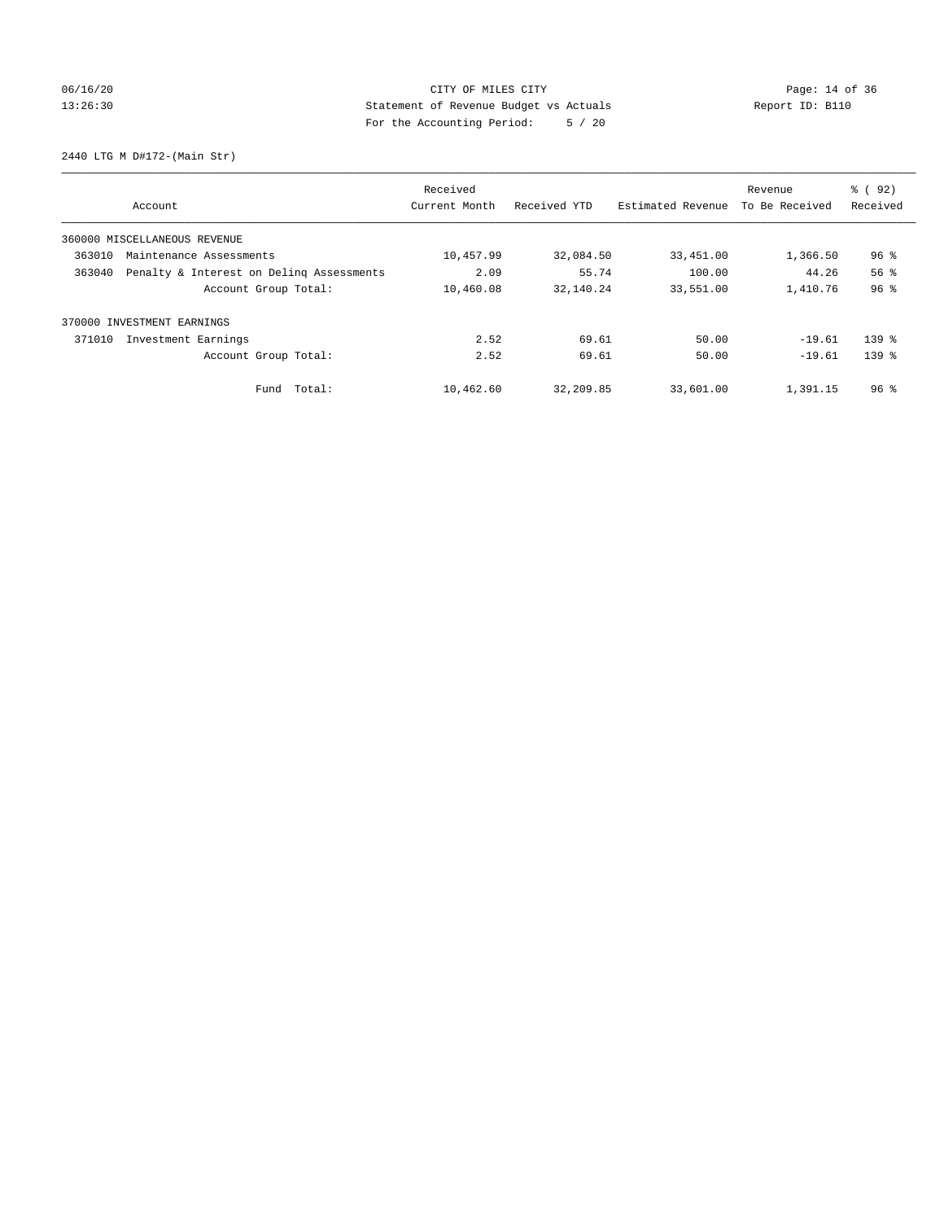# CITY OF MILES CITY

## Statement of Revenue Budget vs Actuals

For the Accounting Period: 5 / 20

2440 LTG M D#172-(Main Str)

| Account | Received Current Month | Received YTD | Estimated Revenue | Revenue To Be Received | % ( 92) Received |
|---|---|---|---|---|---|
| 360000 MISCELLANEOUS REVENUE | | | | | |
| 363010 Maintenance Assessments | 10,457.99 | 32,084.50 | 33,451.00 | 1,366.50 | 96 % |
| 363040 Penalty & Interest on Delinq Assessments | 2.09 | 55.74 | 100.00 | 44.26 | 56 % |
| Account Group Total: | 10,460.08 | 32,140.24 | 33,551.00 | 1,410.76 | 96 % |
| 370000 INVESTMENT EARNINGS | | | | | |
| 371010 Investment Earnings | 2.52 | 69.61 | 50.00 | -19.61 | 139 % |
| Account Group Total: | 2.52 | 69.61 | 50.00 | -19.61 | 139 % |
| Fund Total: | 10,462.60 | 32,209.85 | 33,601.00 | 1,391.15 | 96 % |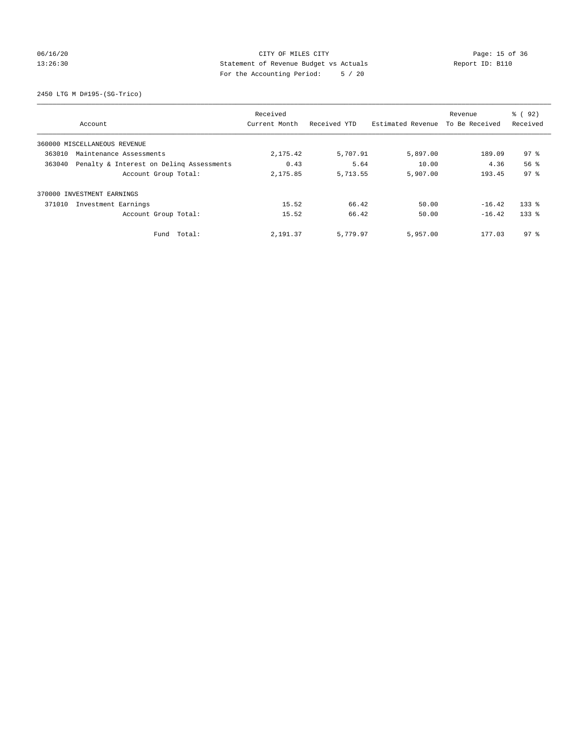CITY OF MILES CITY
Statement of Revenue Budget vs Actuals
For the Accounting Period: 5 / 20

2450 LTG M D#195-(SG-Trico)

| Account | Received Current Month | Received YTD | Estimated Revenue | Revenue To Be Received | % ( 92) Received |
|---|---|---|---|---|---|
| 360000 MISCELLANEOUS REVENUE | | | | | |
| 363010 Maintenance Assessments | 2,175.42 | 5,707.91 | 5,897.00 | 189.09 | 97 % |
| 363040 Penalty & Interest on Delinq Assessments | 0.43 | 5.64 | 10.00 | 4.36 | 56 % |
| Account Group Total: | 2,175.85 | 5,713.55 | 5,907.00 | 193.45 | 97 % |
| 370000 INVESTMENT EARNINGS | | | | | |
| 371010 Investment Earnings | 15.52 | 66.42 | 50.00 | -16.42 | 133 % |
| Account Group Total: | 15.52 | 66.42 | 50.00 | -16.42 | 133 % |
| Fund Total: | 2,191.37 | 5,779.97 | 5,957.00 | 177.03 | 97 % |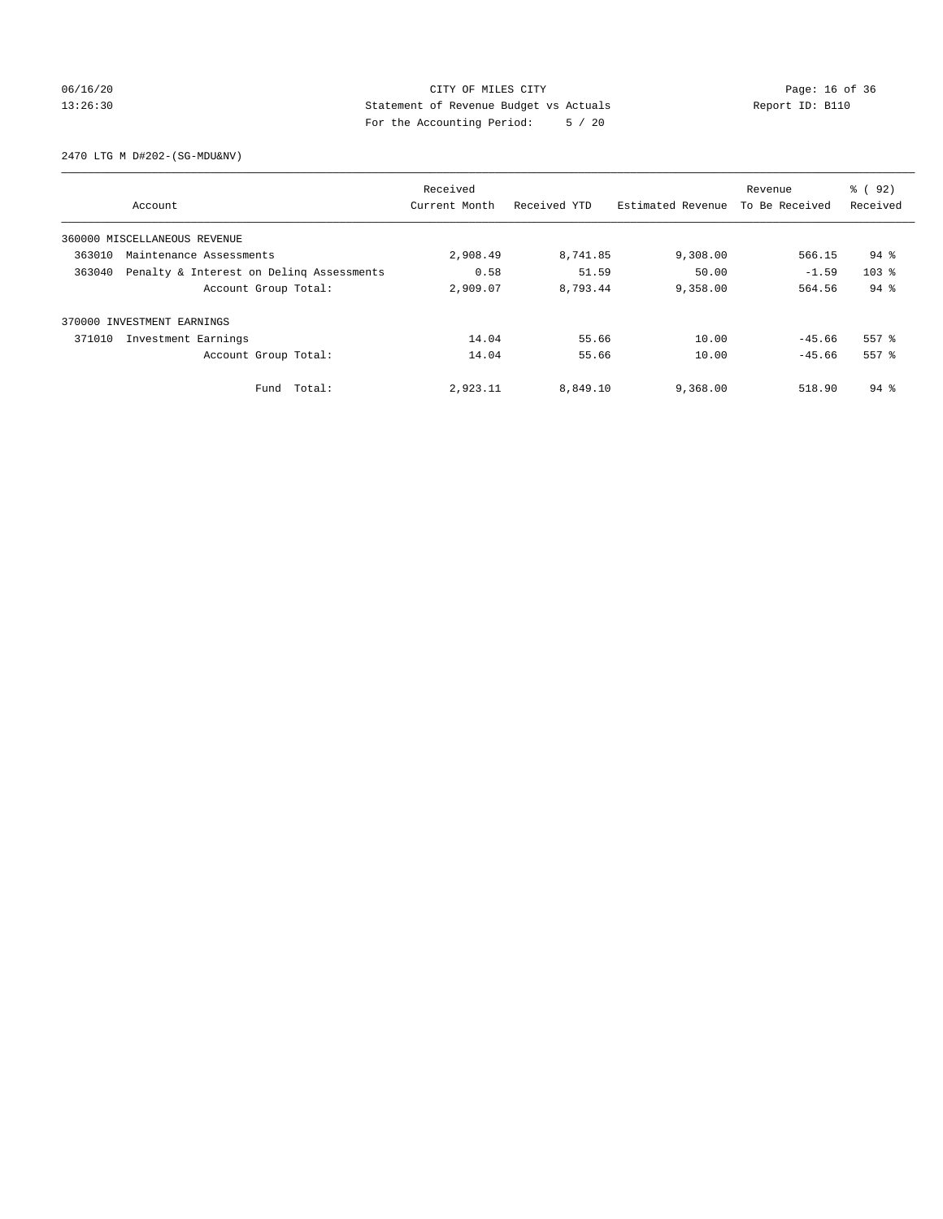06/16/20 CITY OF MILES CITY
13:26:30 Statement of Revenue Budget vs Actuals Report ID: B110
For the Accounting Period: 5 / 20

2470 LTG M D#202-(SG-MDU&NV)

| Account | Received Current Month | Received YTD | Estimated Revenue | Revenue To Be Received | % ( 92) Received |
|---|---|---|---|---|---|
| 360000 MISCELLANEOUS REVENUE | | | | | |
| 363010 Maintenance Assessments | 2,908.49 | 8,741.85 | 9,308.00 | 566.15 | 94 % |
| 363040 Penalty & Interest on Delinq Assessments | 0.58 | 51.59 | 50.00 | -1.59 | 103 % |
| Account Group Total: | 2,909.07 | 8,793.44 | 9,358.00 | 564.56 | 94 % |
| 370000 INVESTMENT EARNINGS | | | | | |
| 371010 Investment Earnings | 14.04 | 55.66 | 10.00 | -45.66 | 557 % |
| Account Group Total: | 14.04 | 55.66 | 10.00 | -45.66 | 557 % |
| Fund Total: | 2,923.11 | 8,849.10 | 9,368.00 | 518.90 | 94 % |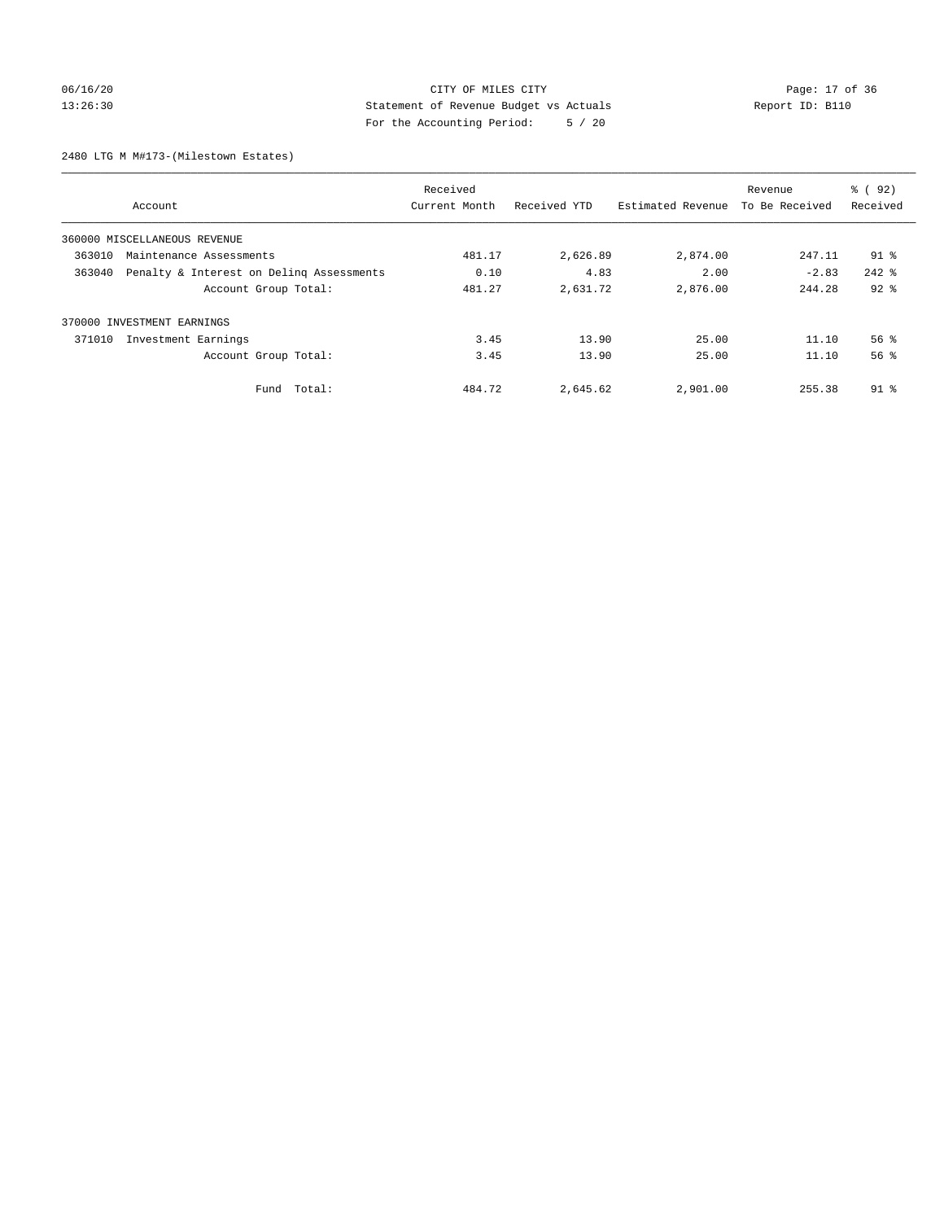CITY OF MILES CITY
Statement of Revenue Budget vs Actuals
For the Accounting Period: 5 / 20

06/16/20
13:26:30

Report ID: B110

2480 LTG M M#173-(Milestown Estates)

| Account | Received Current Month | Received YTD | Estimated Revenue | Revenue To Be Received | % ( 92) Received |
|---|---|---|---|---|---|
| 360000 MISCELLANEOUS REVENUE | | | | | |
| 363010 Maintenance Assessments | 481.17 | 2,626.89 | 2,874.00 | 247.11 | 91 % |
| 363040 Penalty & Interest on Delinq Assessments | 0.10 | 4.83 | 2.00 | -2.83 | 242 % |
| Account Group Total: | 481.27 | 2,631.72 | 2,876.00 | 244.28 | 92 % |
| 370000 INVESTMENT EARNINGS | | | | | |
| 371010 Investment Earnings | 3.45 | 13.90 | 25.00 | 11.10 | 56 % |
| Account Group Total: | 3.45 | 13.90 | 25.00 | 11.10 | 56 % |
| Fund Total: | 484.72 | 2,645.62 | 2,901.00 | 255.38 | 91 % |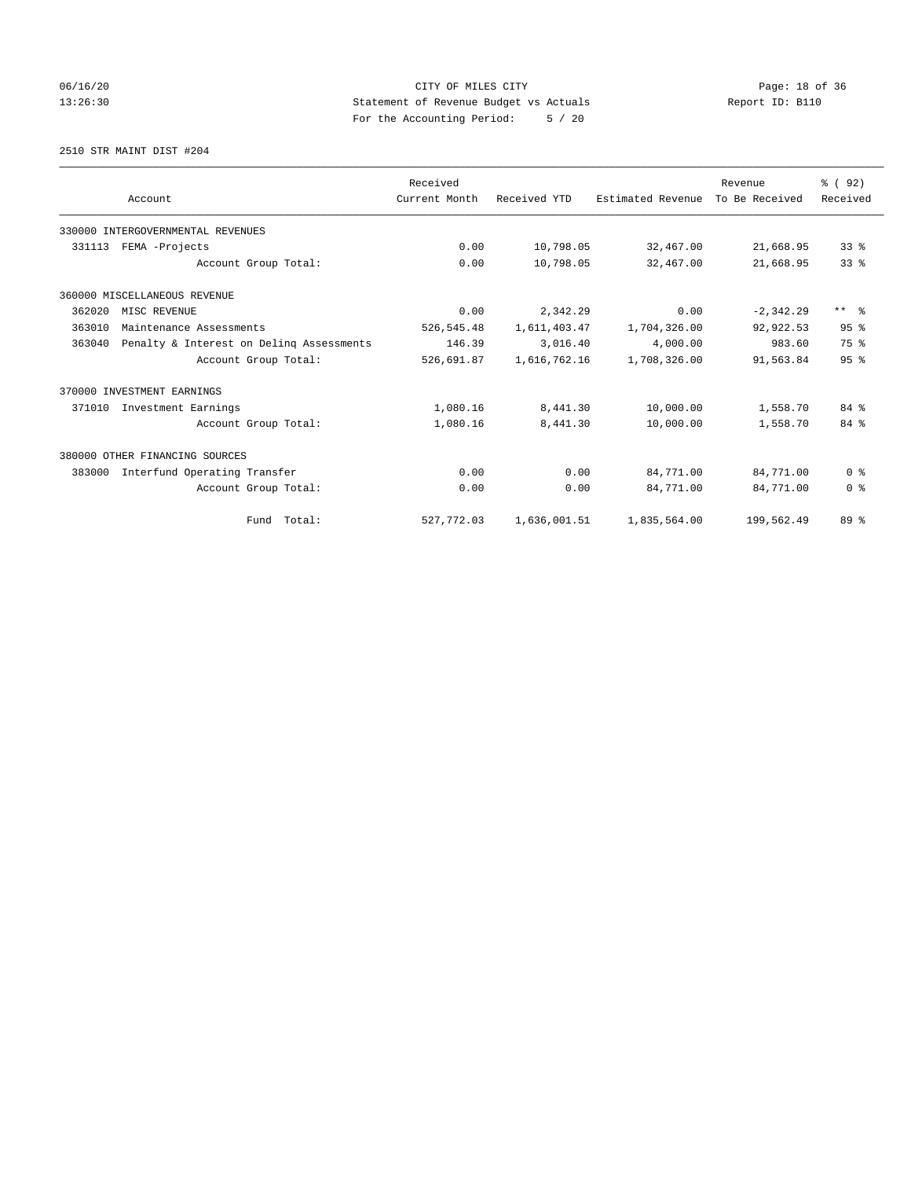CITY OF MILES CITY
Statement of Revenue Budget vs Actuals
For the Accounting Period: 5 / 20

06/16/20
13:26:30

Report ID: B110

2510 STR MAINT DIST #204

| Account | Received Current Month | Received YTD | Estimated Revenue | Revenue To Be Received | % ( 92) Received |
|---|---|---|---|---|---|
| 330000 INTERGOVERNMENTAL REVENUES | | | | | |
| 331113 FEMA -Projects | 0.00 | 10,798.05 | 32,467.00 | 21,668.95 | 33 % |
| Account Group Total: | 0.00 | 10,798.05 | 32,467.00 | 21,668.95 | 33 % |
| 360000 MISCELLANEOUS REVENUE | | | | | |
| 362020 MISC REVENUE | 0.00 | 2,342.29 | 0.00 | -2,342.29 | ** % |
| 363010 Maintenance Assessments | 526,545.48 | 1,611,403.47 | 1,704,326.00 | 92,922.53 | 95 % |
| 363040 Penalty & Interest on Delinq Assessments | 146.39 | 3,016.40 | 4,000.00 | 983.60 | 75 % |
| Account Group Total: | 526,691.87 | 1,616,762.16 | 1,708,326.00 | 91,563.84 | 95 % |
| 370000 INVESTMENT EARNINGS | | | | | |
| 371010 Investment Earnings | 1,080.16 | 8,441.30 | 10,000.00 | 1,558.70 | 84 % |
| Account Group Total: | 1,080.16 | 8,441.30 | 10,000.00 | 1,558.70 | 84 % |
| 380000 OTHER FINANCING SOURCES | | | | | |
| 383000 Interfund Operating Transfer | 0.00 | 0.00 | 84,771.00 | 84,771.00 | 0 % |
| Account Group Total: | 0.00 | 0.00 | 84,771.00 | 84,771.00 | 0 % |
| Fund Total: | 527,772.03 | 1,636,001.51 | 1,835,564.00 | 199,562.49 | 89 % |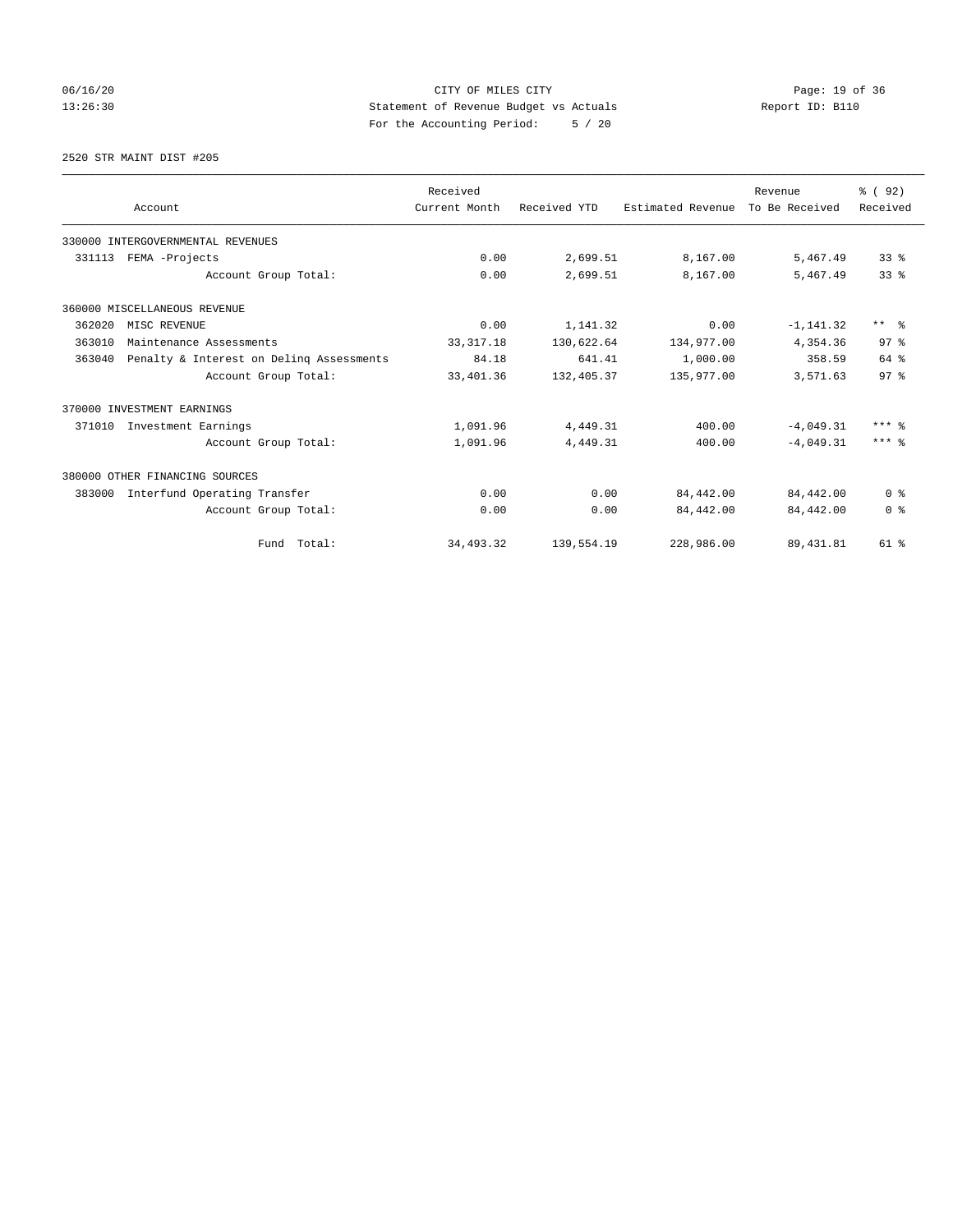CITY OF MILES CITY
Statement of Revenue Budget vs Actuals
For the Accounting Period: 5 / 20

06/16/20
13:26:30

Report ID: B110

2520 STR MAINT DIST #205

| Account | Received Current Month | Received YTD | Estimated Revenue | Revenue To Be Received | % ( 92) Received |
|---|---|---|---|---|---|
| 330000 INTERGOVERNMENTAL REVENUES | | | | | |
| 331113 FEMA -Projects | 0.00 | 2,699.51 | 8,167.00 | 5,467.49 | 33 % |
| Account Group Total: | 0.00 | 2,699.51 | 8,167.00 | 5,467.49 | 33 % |
| 360000 MISCELLANEOUS REVENUE | | | | | |
| 362020 MISC REVENUE | 0.00 | 1,141.32 | 0.00 | -1,141.32 | ** % |
| 363010 Maintenance Assessments | 33,317.18 | 130,622.64 | 134,977.00 | 4,354.36 | 97 % |
| 363040 Penalty & Interest on Delinq Assessments | 84.18 | 641.41 | 1,000.00 | 358.59 | 64 % |
| Account Group Total: | 33,401.36 | 132,405.37 | 135,977.00 | 3,571.63 | 97 % |
| 370000 INVESTMENT EARNINGS | | | | | |
| 371010 Investment Earnings | 1,091.96 | 4,449.31 | 400.00 | -4,049.31 | *** % |
| Account Group Total: | 1,091.96 | 4,449.31 | 400.00 | -4,049.31 | *** % |
| 380000 OTHER FINANCING SOURCES | | | | | |
| 383000 Interfund Operating Transfer | 0.00 | 0.00 | 84,442.00 | 84,442.00 | 0 % |
| Account Group Total: | 0.00 | 0.00 | 84,442.00 | 84,442.00 | 0 % |
| Fund Total: | 34,493.32 | 139,554.19 | 228,986.00 | 89,431.81 | 61 % |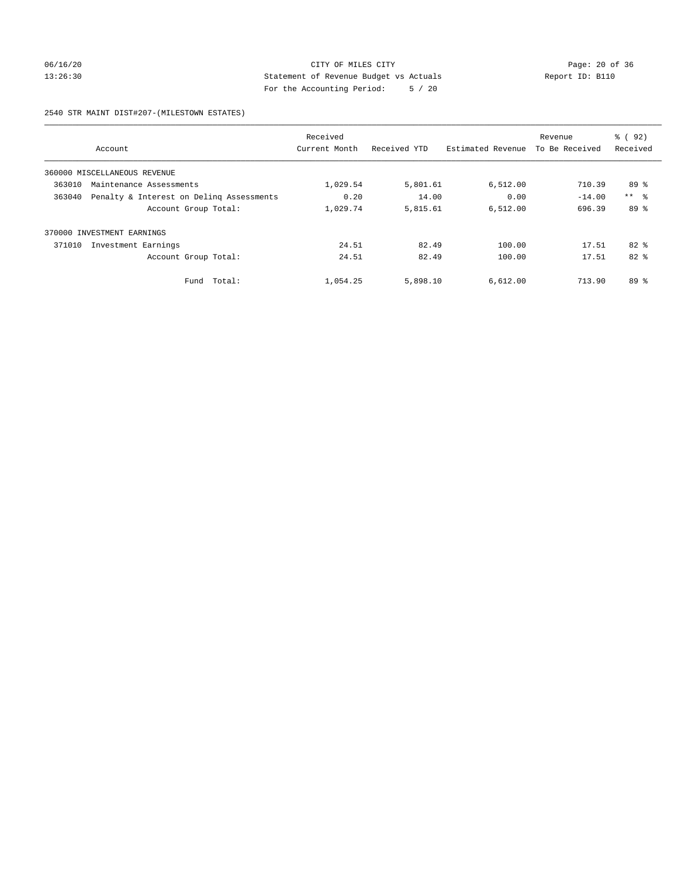CITY OF MILES CITY
Statement of Revenue Budget vs Actuals
For the Accounting Period: 5 / 20

06/16/20
13:26:30
Report ID: B110

2540 STR MAINT DIST#207-(MILESTOWN ESTATES)

| Account | Received Current Month | Received YTD | Estimated Revenue | Revenue To Be Received | % ( 92) Received |
|---|---|---|---|---|---|
| 360000 MISCELLANEOUS REVENUE | | | | | |
| 363010 Maintenance Assessments | 1,029.54 | 5,801.61 | 6,512.00 | 710.39 | 89 % |
| 363040 Penalty & Interest on Delinq Assessments | 0.20 | 14.00 | 0.00 | -14.00 | ** % |
| Account Group Total: | 1,029.74 | 5,815.61 | 6,512.00 | 696.39 | 89 % |
| 370000 INVESTMENT EARNINGS | | | | | |
| 371010 Investment Earnings | 24.51 | 82.49 | 100.00 | 17.51 | 82 % |
| Account Group Total: | 24.51 | 82.49 | 100.00 | 17.51 | 82 % |
| Fund Total: | 1,054.25 | 5,898.10 | 6,612.00 | 713.90 | 89 % |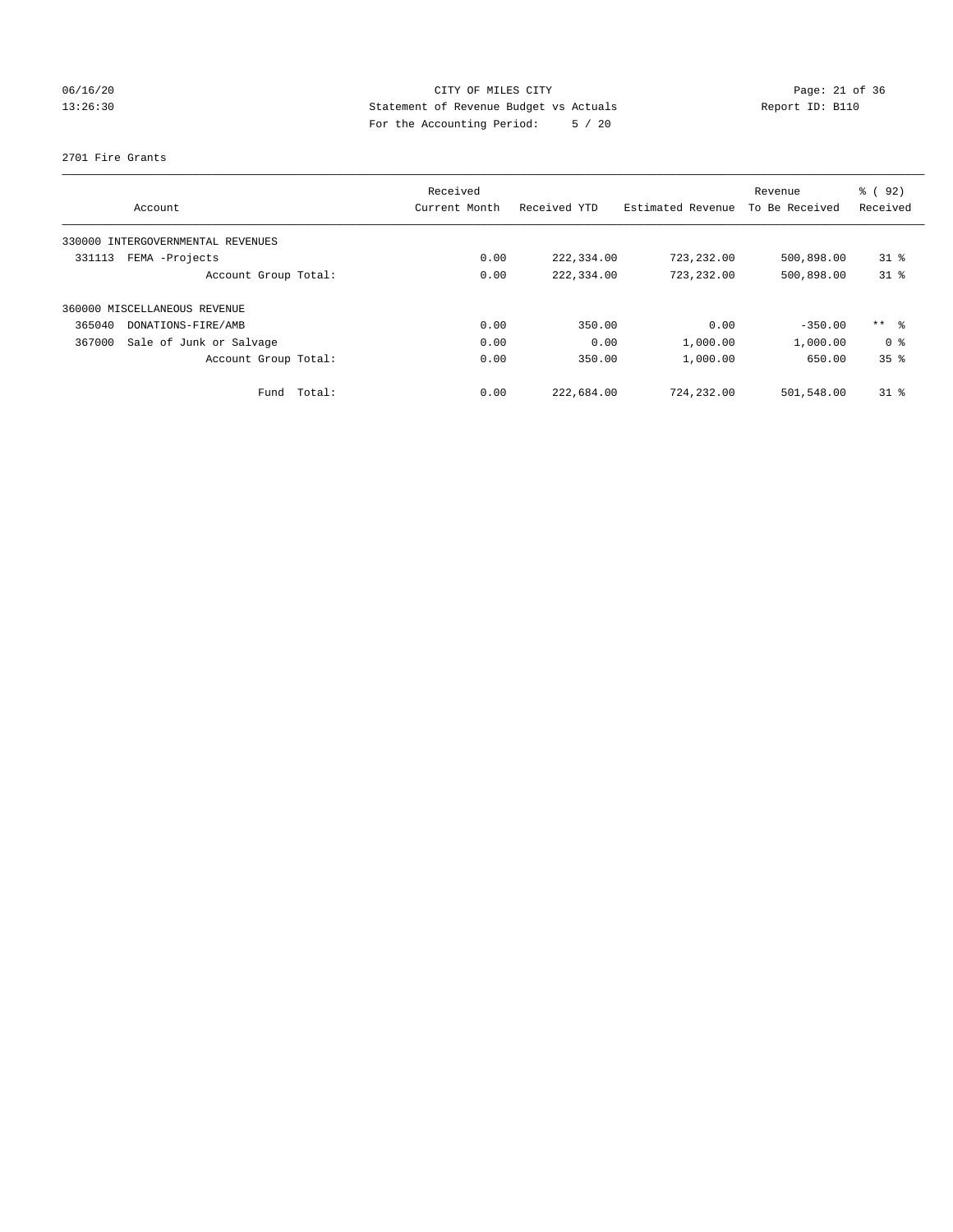CITY OF MILES CITY
Statement of Revenue Budget vs Actuals
For the Accounting Period: 5 / 20

06/16/20
13:26:30

Report ID: B110

2701 Fire Grants

| Account | Received Current Month | Received YTD | Estimated Revenue | Revenue To Be Received | % ( 92) Received |
|---|---|---|---|---|---|
| 330000 INTERGOVERNMENTAL REVENUES | | | | | |
| 331113 FEMA -Projects | 0.00 | 222,334.00 | 723,232.00 | 500,898.00 | 31 % |
| Account Group Total: | 0.00 | 222,334.00 | 723,232.00 | 500,898.00 | 31 % |
| 360000 MISCELLANEOUS REVENUE | | | | | |
| 365040 DONATIONS-FIRE/AMB | 0.00 | 350.00 | 0.00 | -350.00 | ** % |
| 367000 Sale of Junk or Salvage | 0.00 | 0.00 | 1,000.00 | 1,000.00 | 0 % |
| Account Group Total: | 0.00 | 350.00 | 1,000.00 | 650.00 | 35 % |
| Fund Total: | 0.00 | 222,684.00 | 724,232.00 | 501,548.00 | 31 % |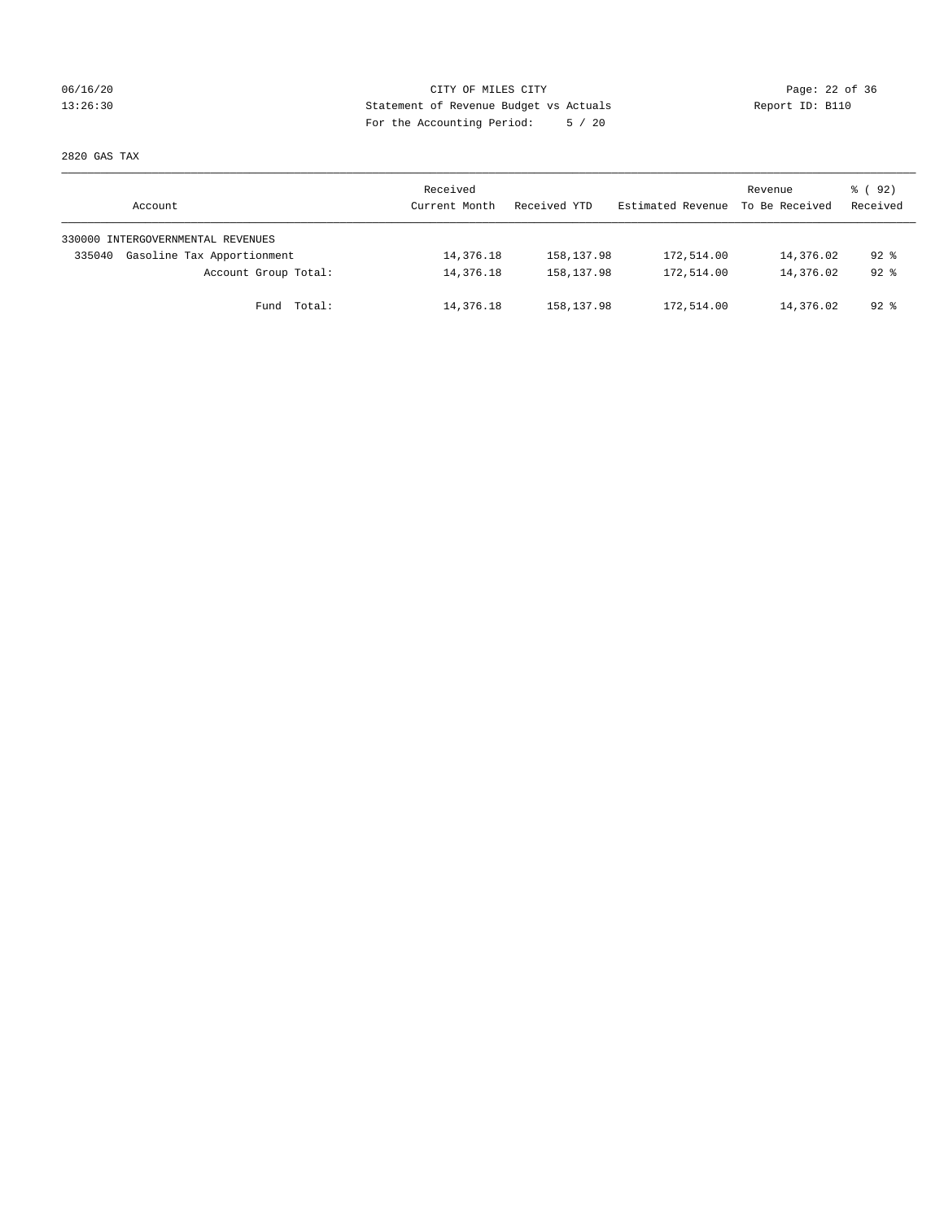CITY OF MILES CITY
Statement of Revenue Budget vs Actuals
For the Accounting Period: 5 / 20

06/16/20
13:26:30

Report ID: B110

2820 GAS TAX

| Account | Received Current Month | Received YTD | Estimated Revenue | Revenue To Be Received | % ( 92) Received |
|---|---|---|---|---|---|
| 330000 INTERGOVERNMENTAL REVENUES | | | | | |
| 335040 Gasoline Tax Apportionment | 14,376.18 | 158,137.98 | 172,514.00 | 14,376.02 | 92 % |
| Account Group Total: | 14,376.18 | 158,137.98 | 172,514.00 | 14,376.02 | 92 % |
| Fund Total: | 14,376.18 | 158,137.98 | 172,514.00 | 14,376.02 | 92 % |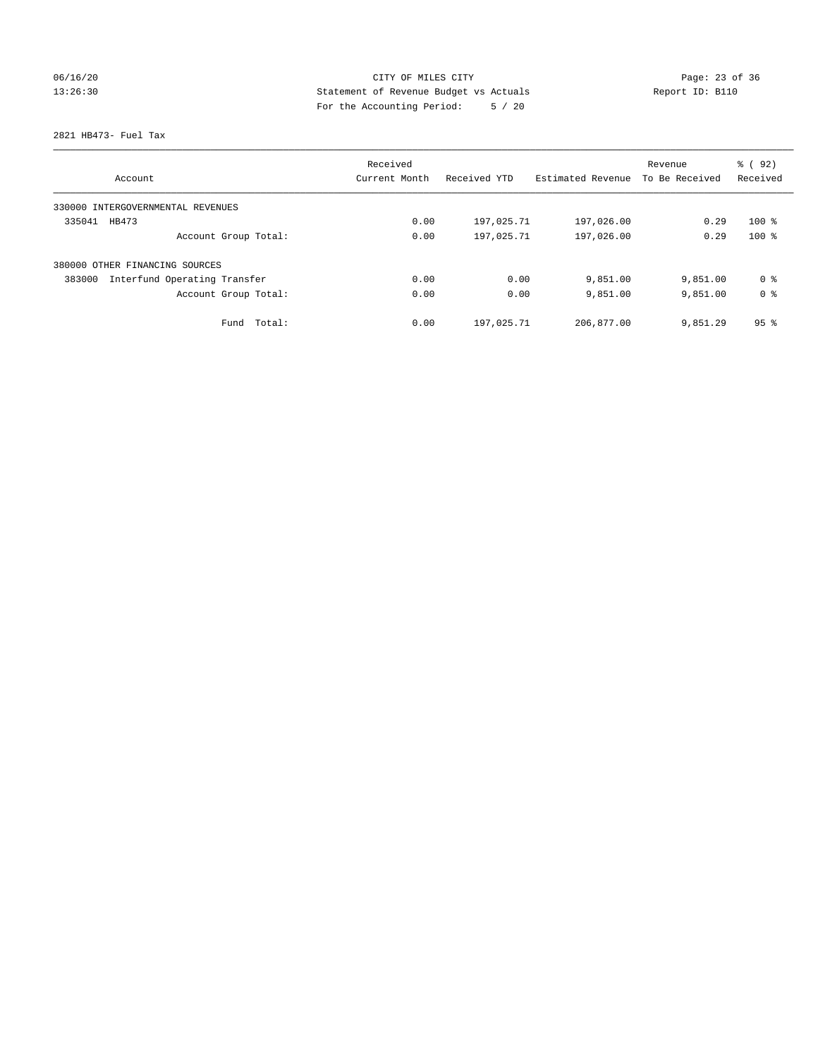CITY OF MILES CITY
Statement of Revenue Budget vs Actuals
For the Accounting Period: 5 / 20

06/16/20
13:26:30

Report ID: B110

2821 HB473- Fuel Tax

| Account | Received Current Month | Received YTD | Estimated Revenue | Revenue To Be Received | % ( 92) Received |
|---|---|---|---|---|---|
| 330000 INTERGOVERNMENTAL REVENUES | | | | | |
| 335041 HB473 | 0.00 | 197,025.71 | 197,026.00 | 0.29 | 100 % |
| Account Group Total: | 0.00 | 197,025.71 | 197,026.00 | 0.29 | 100 % |
| 380000 OTHER FINANCING SOURCES | | | | | |
| 383000 Interfund Operating Transfer | 0.00 | 0.00 | 9,851.00 | 9,851.00 | 0 % |
| Account Group Total: | 0.00 | 0.00 | 9,851.00 | 9,851.00 | 0 % |
| Fund Total: | 0.00 | 197,025.71 | 206,877.00 | 9,851.29 | 95 % |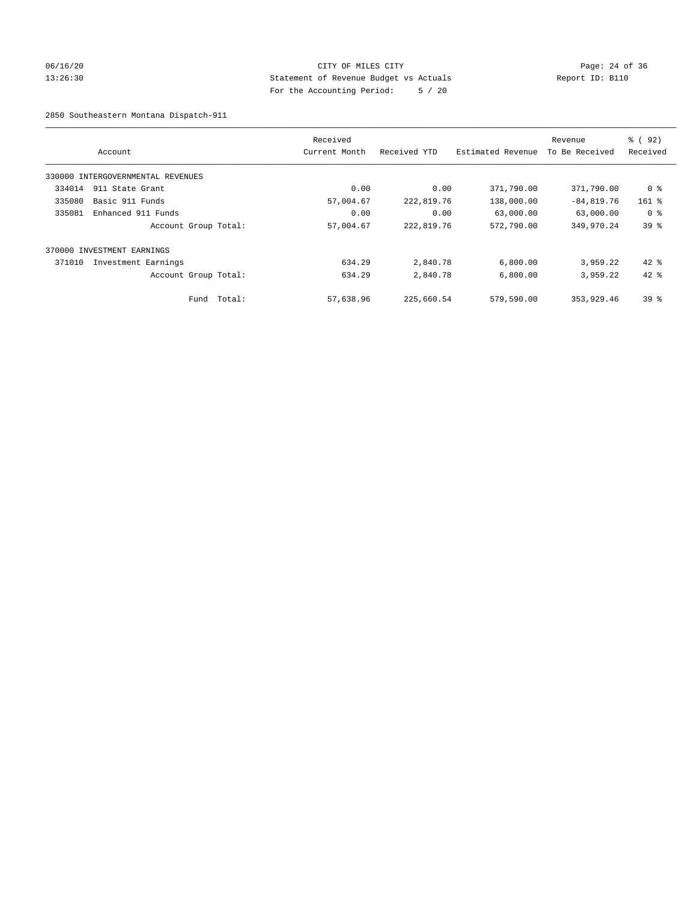CITY OF MILES CITY
Statement of Revenue Budget vs Actuals
For the Accounting Period: 5 / 20

2850 Southeastern Montana Dispatch-911

| Account | Received Current Month | Received YTD | Estimated Revenue | Revenue To Be Received | % ( 92) Received |
|---|---|---|---|---|---|
| 330000 INTERGOVERNMENTAL REVENUES | | | | | |
| 334014 911 State Grant | 0.00 | 0.00 | 371,790.00 | 371,790.00 | 0 % |
| 335080 Basic 911 Funds | 57,004.67 | 222,819.76 | 138,000.00 | -84,819.76 | 161 % |
| 335081 Enhanced 911 Funds | 0.00 | 0.00 | 63,000.00 | 63,000.00 | 0 % |
| Account Group Total: | 57,004.67 | 222,819.76 | 572,790.00 | 349,970.24 | 39 % |
| 370000 INVESTMENT EARNINGS | | | | | |
| 371010 Investment Earnings | 634.29 | 2,840.78 | 6,800.00 | 3,959.22 | 42 % |
| Account Group Total: | 634.29 | 2,840.78 | 6,800.00 | 3,959.22 | 42 % |
| Fund Total: | 57,638.96 | 225,660.54 | 579,590.00 | 353,929.46 | 39 % |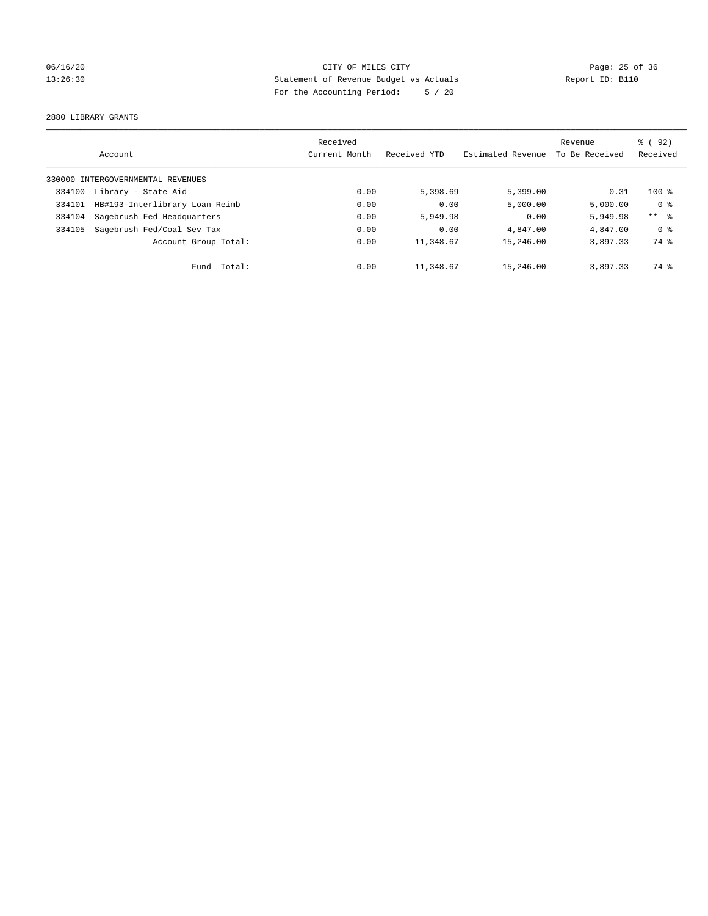CITY OF MILES CITY
Statement of Revenue Budget vs Actuals
For the Accounting Period: 5 / 20

06/16/20
13:26:30
Report ID: B110

2880 LIBRARY GRANTS

| Account | | Received Current Month | Received YTD | Estimated Revenue | Revenue To Be Received | % ( 92) Received |
|---|---|---|---|---|---|---|
| 330000 INTERGOVERNMENTAL REVENUES | | | | | | |
| 334100 | Library - State Aid | 0.00 | 5,398.69 | 5,399.00 | 0.31 | 100 % |
| 334101 | HB#193-Interlibrary Loan Reimb | 0.00 | 0.00 | 5,000.00 | 5,000.00 | 0 % |
| 334104 | Sagebrush Fed Headquarters | 0.00 | 5,949.98 | 0.00 | -5,949.98 | ** % |
| 334105 | Sagebrush Fed/Coal Sev Tax | 0.00 | 0.00 | 4,847.00 | 4,847.00 | 0 % |
| | Account Group Total: | 0.00 | 11,348.67 | 15,246.00 | 3,897.33 | 74 % |
| | Fund Total: | 0.00 | 11,348.67 | 15,246.00 | 3,897.33 | 74 % |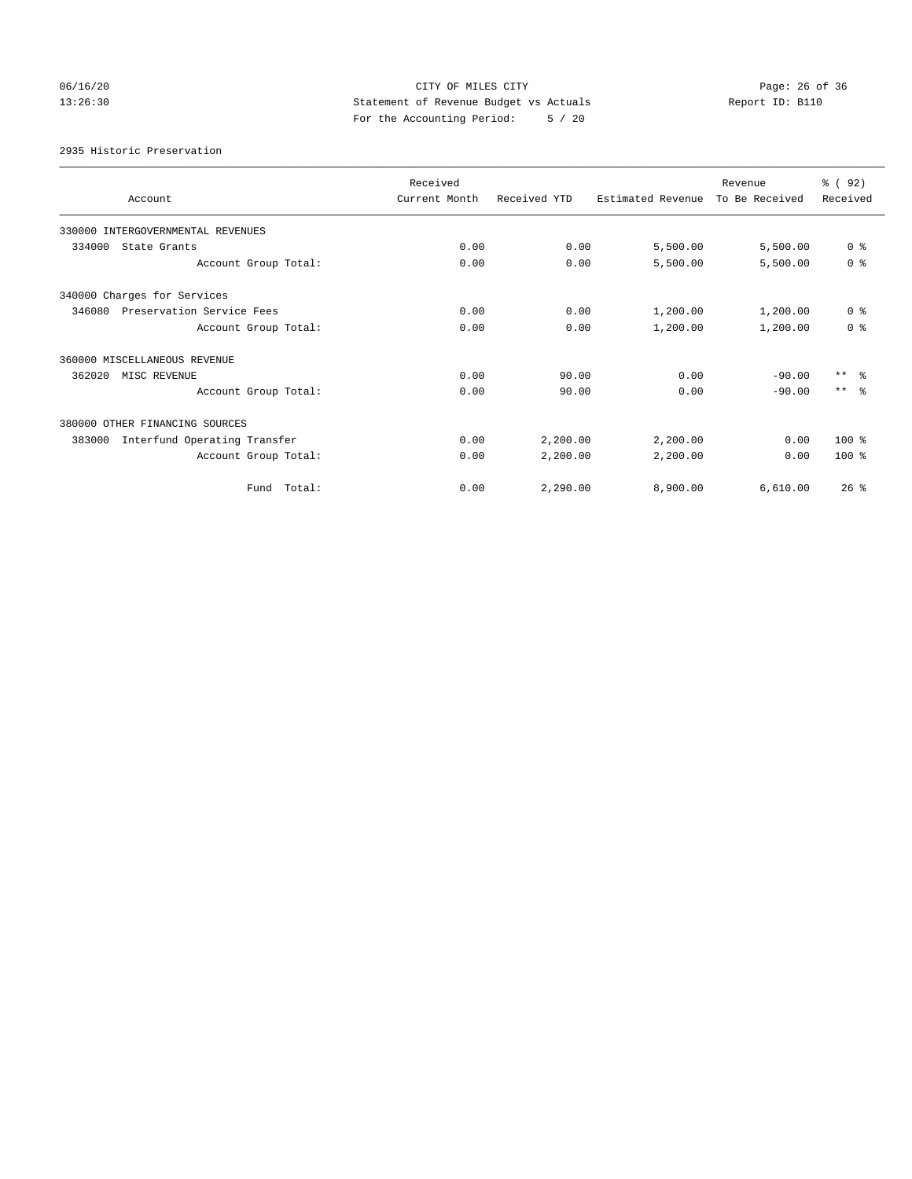CITY OF MILES CITY
Statement of Revenue Budget vs Actuals
For the Accounting Period: 5 / 20

06/16/20
13:26:30

Report ID: B110

2935 Historic Preservation

| Account | Received Current Month | Received YTD | Estimated Revenue | Revenue To Be Received | % ( 92) Received |
|---|---|---|---|---|---|
| 330000 INTERGOVERNMENTAL REVENUES | | | | | |
| 334000 State Grants | 0.00 | 0.00 | 5,500.00 | 5,500.00 | 0 % |
| Account Group Total: | 0.00 | 0.00 | 5,500.00 | 5,500.00 | 0 % |
| 340000 Charges for Services | | | | | |
| 346080 Preservation Service Fees | 0.00 | 0.00 | 1,200.00 | 1,200.00 | 0 % |
| Account Group Total: | 0.00 | 0.00 | 1,200.00 | 1,200.00 | 0 % |
| 360000 MISCELLANEOUS REVENUE | | | | | |
| 362020 MISC REVENUE | 0.00 | 90.00 | 0.00 | -90.00 | ** % |
| Account Group Total: | 0.00 | 90.00 | 0.00 | -90.00 | ** % |
| 380000 OTHER FINANCING SOURCES | | | | | |
| 383000 Interfund Operating Transfer | 0.00 | 2,200.00 | 2,200.00 | 0.00 | 100 % |
| Account Group Total: | 0.00 | 2,200.00 | 2,200.00 | 0.00 | 100 % |
| Fund Total: | 0.00 | 2,290.00 | 8,900.00 | 6,610.00 | 26 % |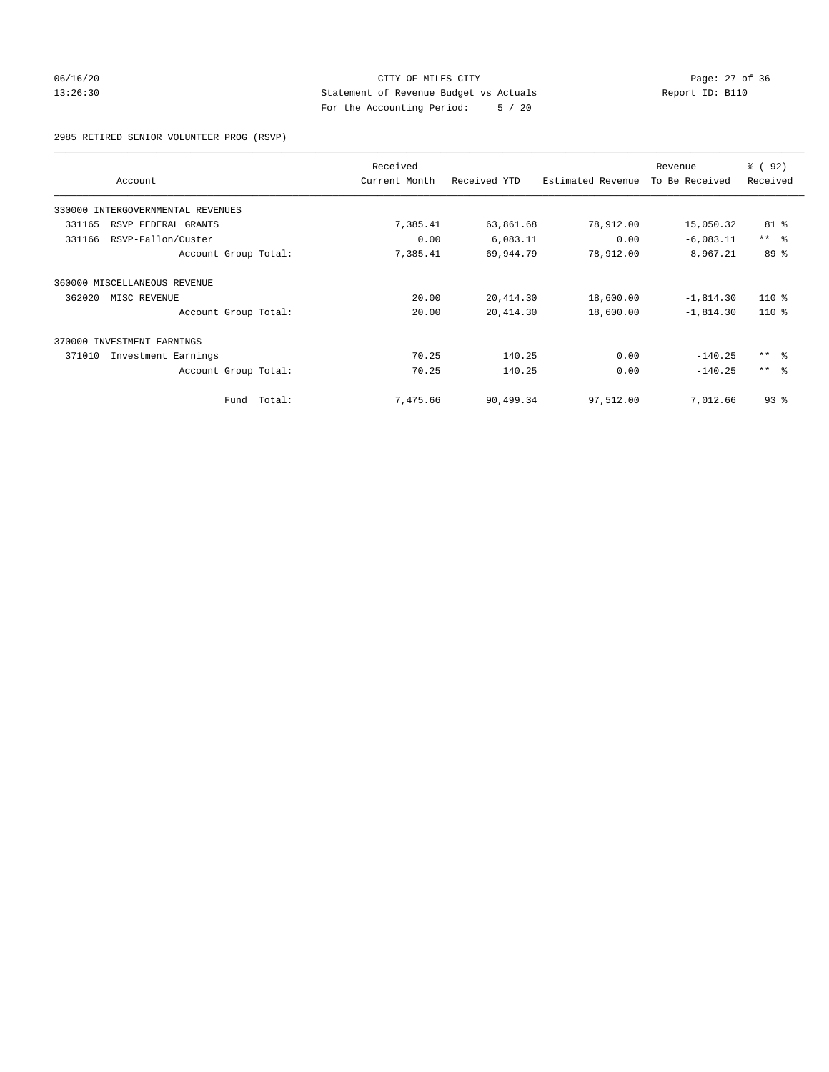CITY OF MILES CITY
Statement of Revenue Budget vs Actuals
For the Accounting Period: 5 / 20

06/16/20
13:26:30

Report ID: B110

2985 RETIRED SENIOR VOLUNTEER PROG (RSVP)

| Account | Received Current Month | Received YTD | Estimated Revenue | Revenue To Be Received | % ( 92) Received |
|---|---|---|---|---|---|
| 330000 INTERGOVERNMENTAL REVENUES | | | | | |
| 331165 RSVP FEDERAL GRANTS | 7,385.41 | 63,861.68 | 78,912.00 | 15,050.32 | 81 % |
| 331166 RSVP-Fallon/Custer | 0.00 | 6,083.11 | 0.00 | -6,083.11 | ** % |
| Account Group Total: | 7,385.41 | 69,944.79 | 78,912.00 | 8,967.21 | 89 % |
| 360000 MISCELLANEOUS REVENUE | | | | | |
| 362020 MISC REVENUE | 20.00 | 20,414.30 | 18,600.00 | -1,814.30 | 110 % |
| Account Group Total: | 20.00 | 20,414.30 | 18,600.00 | -1,814.30 | 110 % |
| 370000 INVESTMENT EARNINGS | | | | | |
| 371010 Investment Earnings | 70.25 | 140.25 | 0.00 | -140.25 | ** % |
| Account Group Total: | 70.25 | 140.25 | 0.00 | -140.25 | ** % |
| Fund Total: | 7,475.66 | 90,499.34 | 97,512.00 | 7,012.66 | 93 % |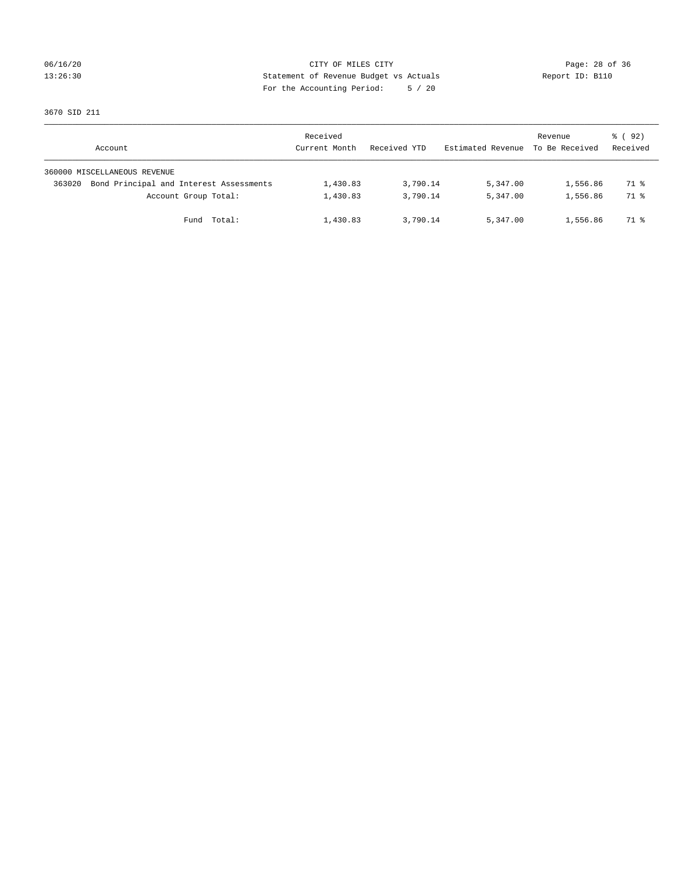CITY OF MILES CITY
Statement of Revenue Budget vs Actuals
For the Accounting Period: 5 / 20

3670 SID 211

| Account | Received Current Month | Received YTD | Estimated Revenue | Revenue To Be Received | % ( 92) Received |
|---|---|---|---|---|---|
| 360000 MISCELLANEOUS REVENUE | | | | | |
| 363020 Bond Principal and Interest Assessments | 1,430.83 | 3,790.14 | 5,347.00 | 1,556.86 | 71 % |
| Account Group Total: | 1,430.83 | 3,790.14 | 5,347.00 | 1,556.86 | 71 % |
| Fund Total: | 1,430.83 | 3,790.14 | 5,347.00 | 1,556.86 | 71 % |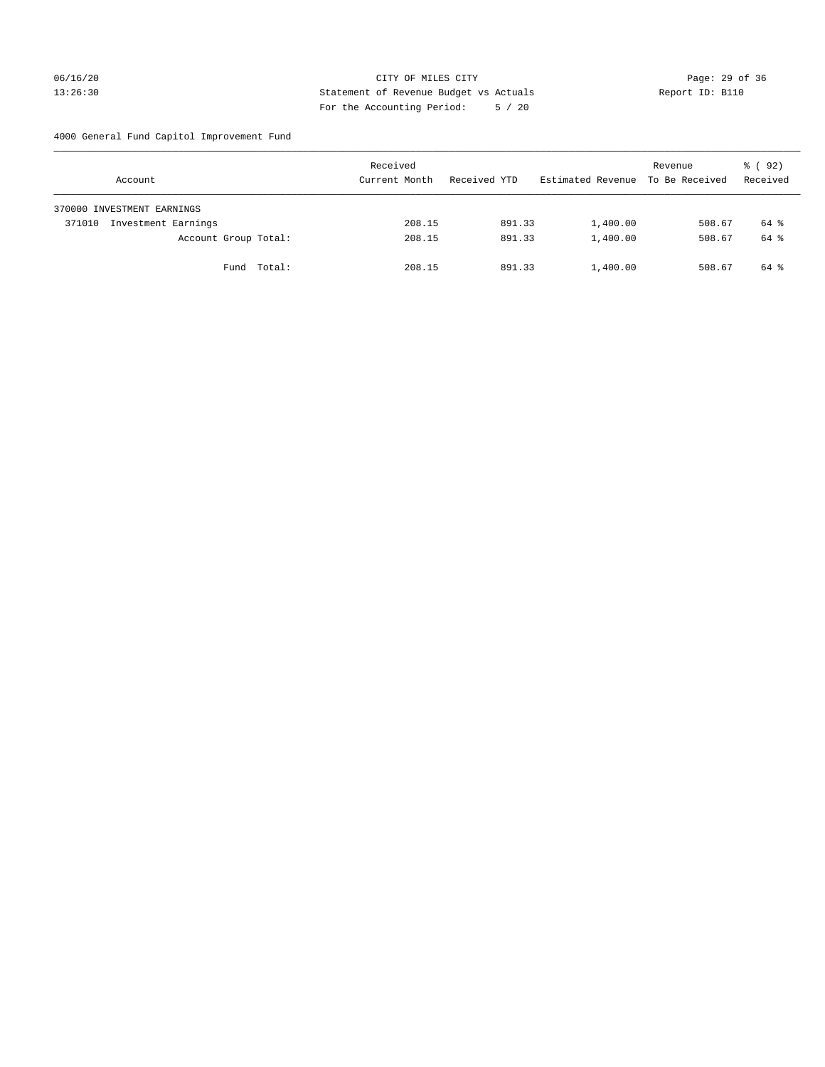CITY OF MILES CITY
Statement of Revenue Budget vs Actuals
For the Accounting Period: 5 / 20

06/16/20
13:26:30

Report ID: B110

4000 General Fund Capitol Improvement Fund

| Account | Received Current Month | Received YTD | Estimated Revenue | Revenue To Be Received | % ( 92) Received |
|---|---|---|---|---|---|
| 370000 INVESTMENT EARNINGS | | | | | |
| 371010 Investment Earnings | 208.15 | 891.33 | 1,400.00 | 508.67 | 64 % |
| Account Group Total: | 208.15 | 891.33 | 1,400.00 | 508.67 | 64 % |
| Fund Total: | 208.15 | 891.33 | 1,400.00 | 508.67 | 64 % |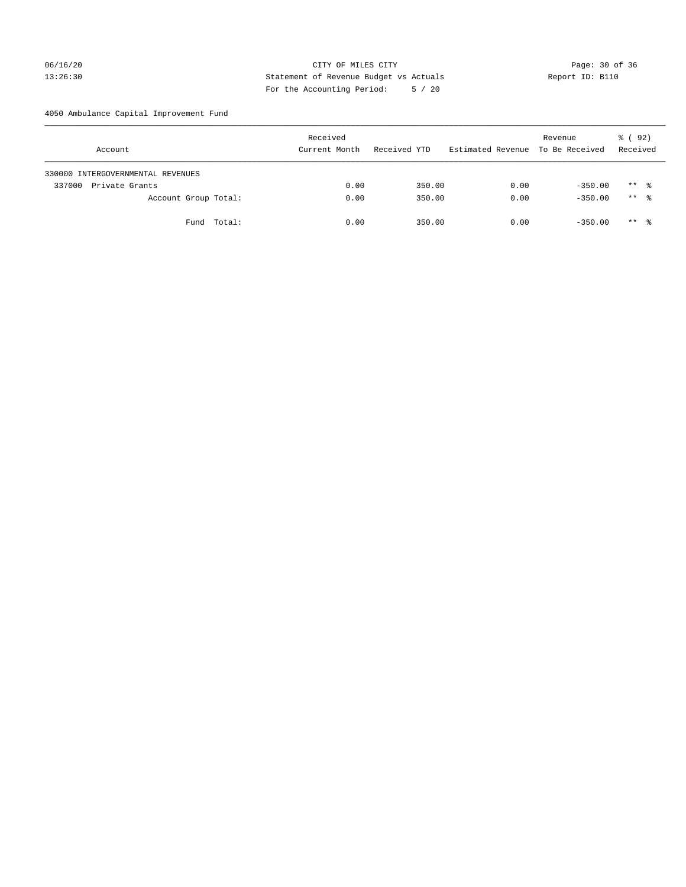CITY OF MILES CITY
Statement of Revenue Budget vs Actuals
For the Accounting Period: 5 / 20

06/16/20
13:26:30

Report ID: B110

4050 Ambulance Capital Improvement Fund

| Account | Received Current Month | Received YTD | Estimated Revenue | Revenue To Be Received | % ( 92) Received |
|---|---|---|---|---|---|
| 330000 INTERGOVERNMENTAL REVENUES | | | | | |
| 337000 Private Grants | 0.00 | 350.00 | 0.00 | -350.00 | ** % |
| Account Group Total: | 0.00 | 350.00 | 0.00 | -350.00 | ** % |
| Fund Total: | 0.00 | 350.00 | 0.00 | -350.00 | ** % |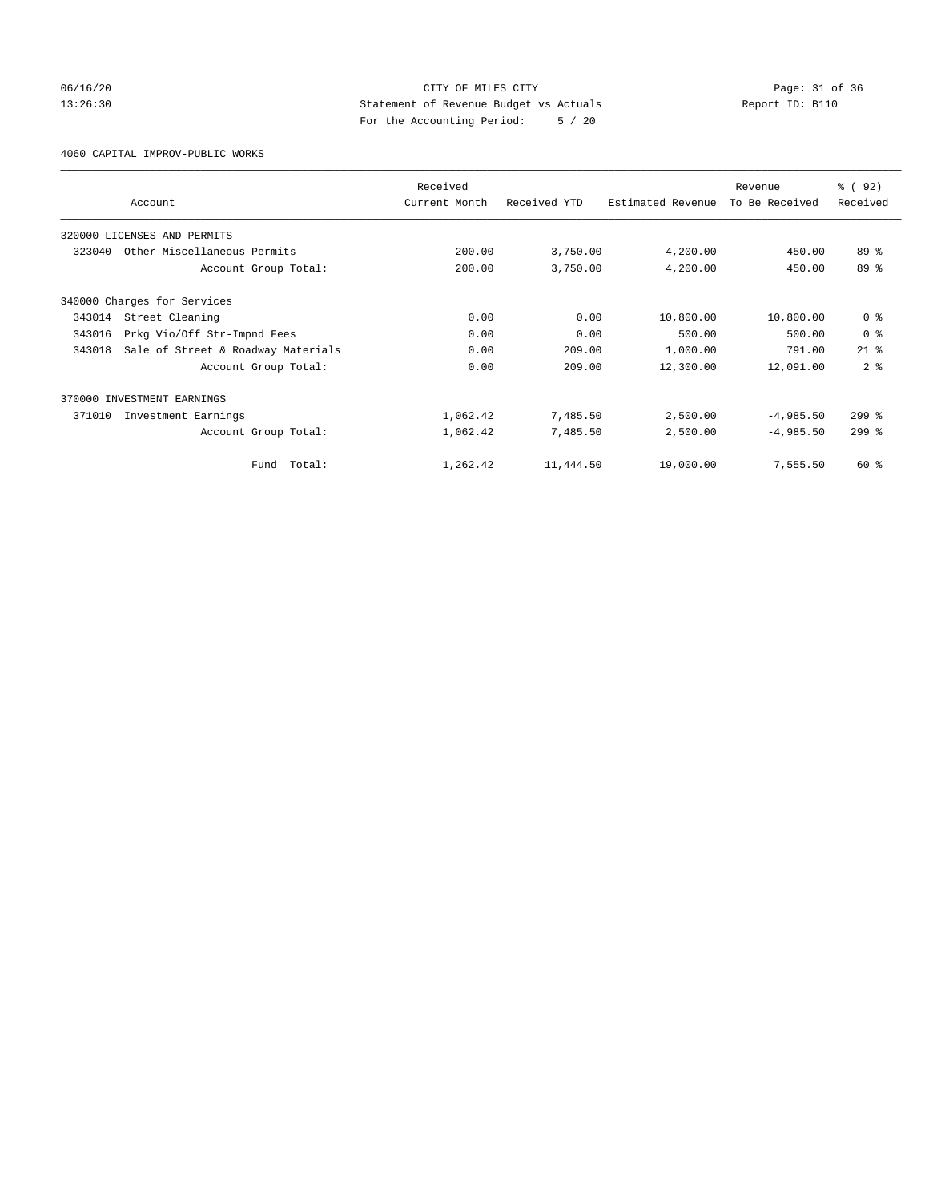CITY OF MILES CITY
Statement of Revenue Budget vs Actuals
For the Accounting Period: 5 / 20

06/16/20
13:26:30

Report ID: B110

4060 CAPITAL IMPROV-PUBLIC WORKS

| Account | Received Current Month | Received YTD | Estimated Revenue | Revenue To Be Received | % ( 92) Received |
|---|---|---|---|---|---|
| 320000 LICENSES AND PERMITS | | | | | |
| 323040 Other Miscellaneous Permits | 200.00 | 3,750.00 | 4,200.00 | 450.00 | 89 % |
| Account Group Total: | 200.00 | 3,750.00 | 4,200.00 | 450.00 | 89 % |
| 340000 Charges for Services | | | | | |
| 343014 Street Cleaning | 0.00 | 0.00 | 10,800.00 | 10,800.00 | 0 % |
| 343016 Prkg Vio/Off Str-Impnd Fees | 0.00 | 0.00 | 500.00 | 500.00 | 0 % |
| 343018 Sale of Street & Roadway Materials | 0.00 | 209.00 | 1,000.00 | 791.00 | 21 % |
| Account Group Total: | 0.00 | 209.00 | 12,300.00 | 12,091.00 | 2 % |
| 370000 INVESTMENT EARNINGS | | | | | |
| 371010 Investment Earnings | 1,062.42 | 7,485.50 | 2,500.00 | -4,985.50 | 299 % |
| Account Group Total: | 1,062.42 | 7,485.50 | 2,500.00 | -4,985.50 | 299 % |
| Fund Total: | 1,262.42 | 11,444.50 | 19,000.00 | 7,555.50 | 60 % |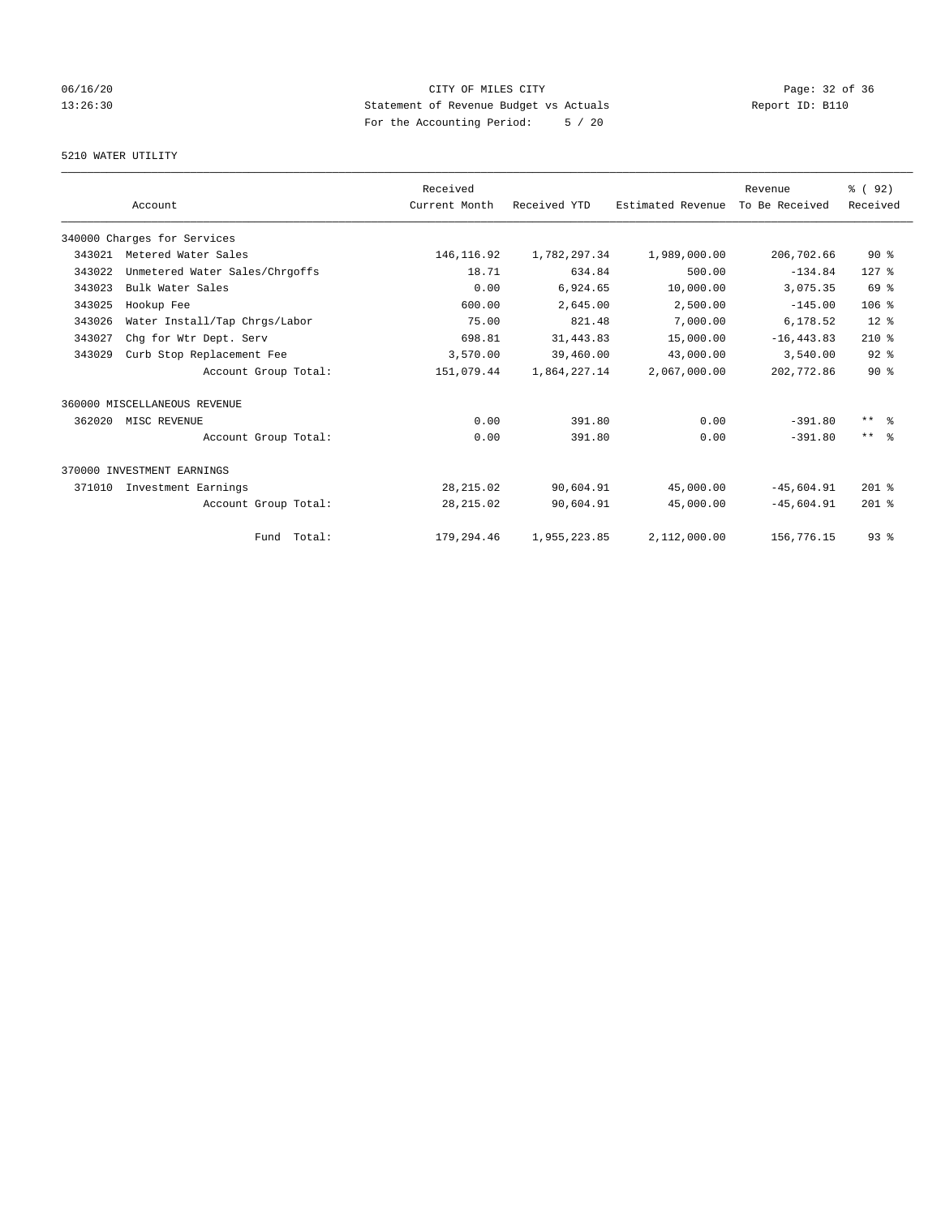CITY OF MILES CITY
Statement of Revenue Budget vs Actuals
For the Accounting Period: 5 / 20

06/16/20
13:26:30

Report ID: B110

5210 WATER UTILITY

| Account | | Received Current Month | Received YTD | Estimated Revenue | Revenue To Be Received | % ( 92) Received |
|---|---|---|---|---|---|---|
| 340000 Charges for Services | | | | | | |
| 343021 | Metered Water Sales | 146,116.92 | 1,782,297.34 | 1,989,000.00 | 206,702.66 | 90 % |
| 343022 | Unmetered Water Sales/Chrgoffs | 18.71 | 634.84 | 500.00 | -134.84 | 127 % |
| 343023 | Bulk Water Sales | 0.00 | 6,924.65 | 10,000.00 | 3,075.35 | 69 % |
| 343025 | Hookup Fee | 600.00 | 2,645.00 | 2,500.00 | -145.00 | 106 % |
| 343026 | Water Install/Tap Chrgs/Labor | 75.00 | 821.48 | 7,000.00 | 6,178.52 | 12 % |
| 343027 | Chg for Wtr Dept. Serv | 698.81 | 31,443.83 | 15,000.00 | -16,443.83 | 210 % |
| 343029 | Curb Stop Replacement Fee | 3,570.00 | 39,460.00 | 43,000.00 | 3,540.00 | 92 % |
| | Account Group Total: | 151,079.44 | 1,864,227.14 | 2,067,000.00 | 202,772.86 | 90 % |
| 360000 MISCELLANEOUS REVENUE | | | | | | |
| 362020 | MISC REVENUE | 0.00 | 391.80 | 0.00 | -391.80 | ** % |
| | Account Group Total: | 0.00 | 391.80 | 0.00 | -391.80 | ** % |
| 370000 INVESTMENT EARNINGS | | | | | | |
| 371010 | Investment Earnings | 28,215.02 | 90,604.91 | 45,000.00 | -45,604.91 | 201 % |
| | Account Group Total: | 28,215.02 | 90,604.91 | 45,000.00 | -45,604.91 | 201 % |
| | Fund Total: | 179,294.46 | 1,955,223.85 | 2,112,000.00 | 156,776.15 | 93 % |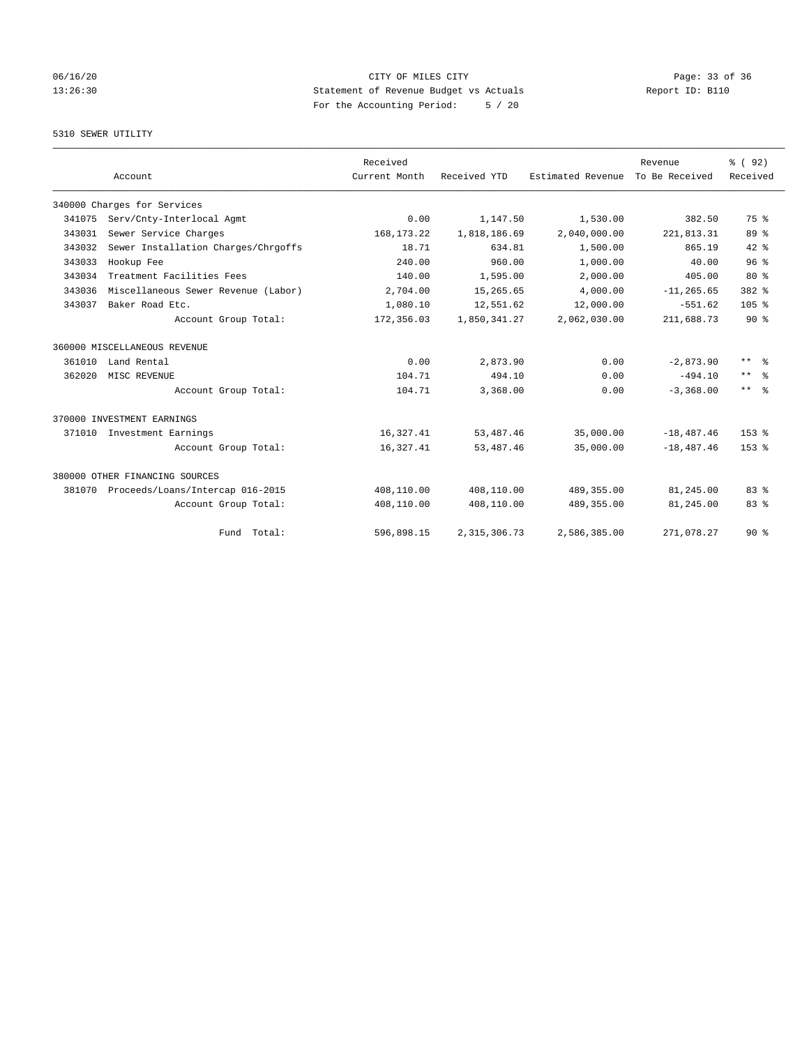CITY OF MILES CITY
Statement of Revenue Budget vs Actuals
For the Accounting Period: 5 / 20

06/16/20
13:26:30

Report ID: B110

## 5310 SEWER UTILITY

| Account | Received Current Month | Received YTD | Estimated Revenue | Revenue To Be Received | % ( 92) Received |
|---|---|---|---|---|---|
| 340000 Charges for Services | | | | | |
| 341075 Serv/Cnty-Interlocal Agmt | 0.00 | 1,147.50 | 1,530.00 | 382.50 | 75 % |
| 343031 Sewer Service Charges | 168,173.22 | 1,818,186.69 | 2,040,000.00 | 221,813.31 | 89 % |
| 343032 Sewer Installation Charges/Chrgoffs | 18.71 | 634.81 | 1,500.00 | 865.19 | 42 % |
| 343033 Hookup Fee | 240.00 | 960.00 | 1,000.00 | 40.00 | 96 % |
| 343034 Treatment Facilities Fees | 140.00 | 1,595.00 | 2,000.00 | 405.00 | 80 % |
| 343036 Miscellaneous Sewer Revenue (Labor) | 2,704.00 | 15,265.65 | 4,000.00 | -11,265.65 | 382 % |
| 343037 Baker Road Etc. | 1,080.10 | 12,551.62 | 12,000.00 | -551.62 | 105 % |
| Account Group Total: | 172,356.03 | 1,850,341.27 | 2,062,030.00 | 211,688.73 | 90 % |
| 360000 MISCELLANEOUS REVENUE | | | | | |
| 361010 Land Rental | 0.00 | 2,873.90 | 0.00 | -2,873.90 | ** % |
| 362020 MISC REVENUE | 104.71 | 494.10 | 0.00 | -494.10 | ** % |
| Account Group Total: | 104.71 | 3,368.00 | 0.00 | -3,368.00 | ** % |
| 370000 INVESTMENT EARNINGS | | | | | |
| 371010 Investment Earnings | 16,327.41 | 53,487.46 | 35,000.00 | -18,487.46 | 153 % |
| Account Group Total: | 16,327.41 | 53,487.46 | 35,000.00 | -18,487.46 | 153 % |
| 380000 OTHER FINANCING SOURCES | | | | | |
| 381070 Proceeds/Loans/Intercap 016-2015 | 408,110.00 | 408,110.00 | 489,355.00 | 81,245.00 | 83 % |
| Account Group Total: | 408,110.00 | 408,110.00 | 489,355.00 | 81,245.00 | 83 % |
| Fund Total: | 596,898.15 | 2,315,306.73 | 2,586,385.00 | 271,078.27 | 90 % |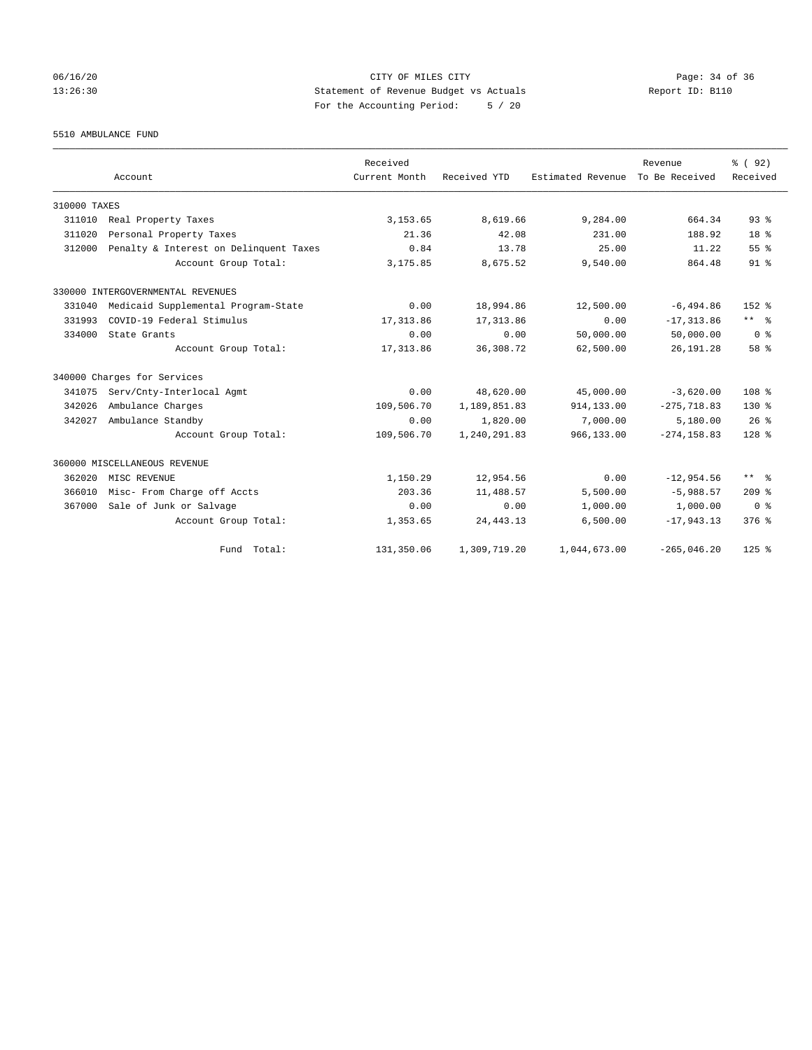CITY OF MILES CITY
Statement of Revenue Budget vs Actuals
For the Accounting Period: 5 / 20

5510 AMBULANCE FUND

| Account | | Received Current Month | Received YTD | Estimated Revenue | Revenue To Be Received | % ( 92) Received |
|---|---|---|---|---|---|---|
| 310000 TAXES | | | | | | |
| 311010 | Real Property Taxes | 3,153.65 | 8,619.66 | 9,284.00 | 664.34 | 93 % |
| 311020 | Personal Property Taxes | 21.36 | 42.08 | 231.00 | 188.92 | 18 % |
| 312000 | Penalty & Interest on Delinquent Taxes | 0.84 | 13.78 | 25.00 | 11.22 | 55 % |
| | Account Group Total: | 3,175.85 | 8,675.52 | 9,540.00 | 864.48 | 91 % |
| 330000 INTERGOVERNMENTAL REVENUES | | | | | | |
| 331040 | Medicaid Supplemental Program-State | 0.00 | 18,994.86 | 12,500.00 | -6,494.86 | 152 % |
| 331993 | COVID-19 Federal Stimulus | 17,313.86 | 17,313.86 | 0.00 | -17,313.86 | ** % |
| 334000 | State Grants | 0.00 | 0.00 | 50,000.00 | 50,000.00 | 0 % |
| | Account Group Total: | 17,313.86 | 36,308.72 | 62,500.00 | 26,191.28 | 58 % |
| 340000 Charges for Services | | | | | | |
| 341075 | Serv/Cnty-Interlocal Agmt | 0.00 | 48,620.00 | 45,000.00 | -3,620.00 | 108 % |
| 342026 | Ambulance Charges | 109,506.70 | 1,189,851.83 | 914,133.00 | -275,718.83 | 130 % |
| 342027 | Ambulance Standby | 0.00 | 1,820.00 | 7,000.00 | 5,180.00 | 26 % |
| | Account Group Total: | 109,506.70 | 1,240,291.83 | 966,133.00 | -274,158.83 | 128 % |
| 360000 MISCELLANEOUS REVENUE | | | | | | |
| 362020 | MISC REVENUE | 1,150.29 | 12,954.56 | 0.00 | -12,954.56 | ** % |
| 366010 | Misc- From Charge off Accts | 203.36 | 11,488.57 | 5,500.00 | -5,988.57 | 209 % |
| 367000 | Sale of Junk or Salvage | 0.00 | 0.00 | 1,000.00 | 1,000.00 | 0 % |
| | Account Group Total: | 1,353.65 | 24,443.13 | 6,500.00 | -17,943.13 | 376 % |
| | Fund Total: | 131,350.06 | 1,309,719.20 | 1,044,673.00 | -265,046.20 | 125 % |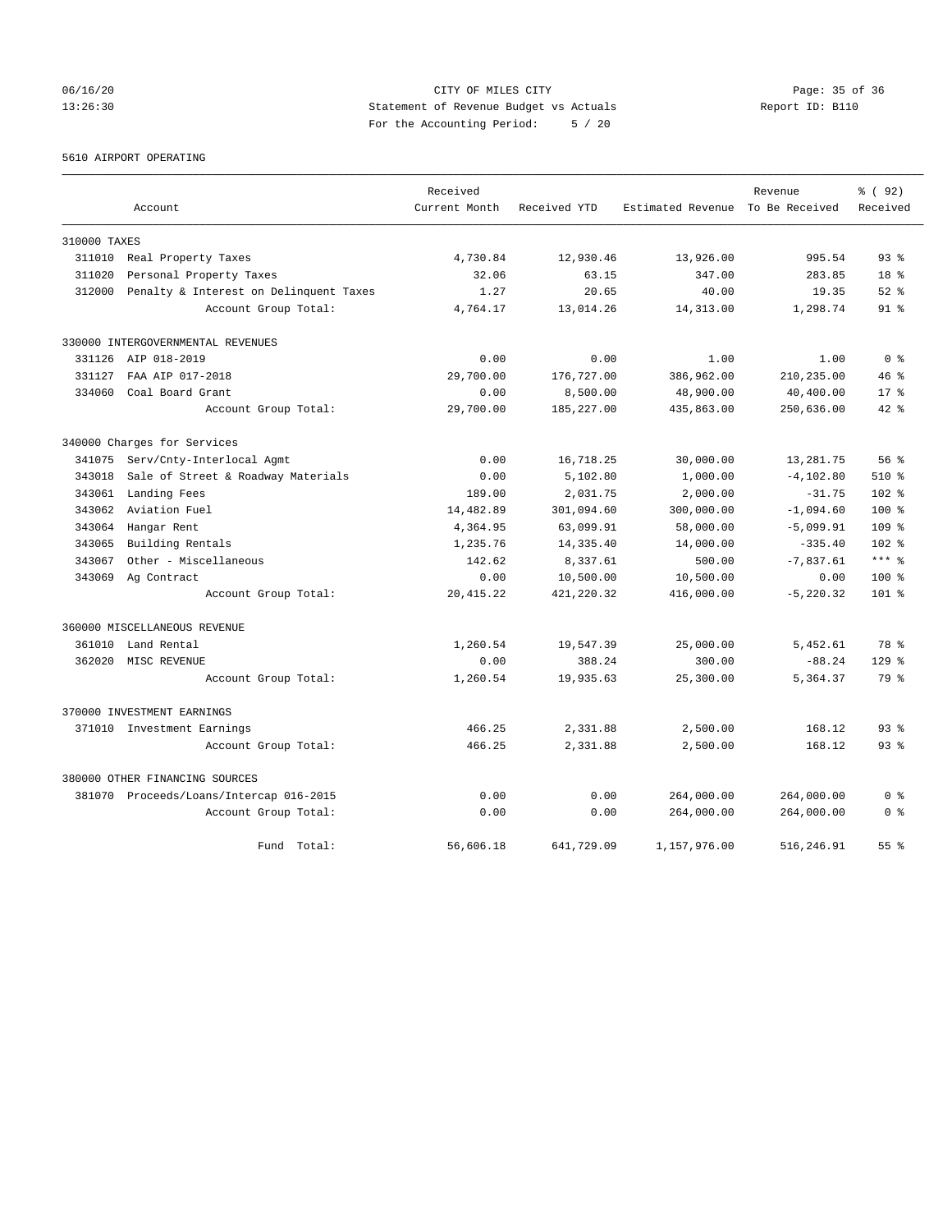CITY OF MILES CITY

Statement of Revenue Budget vs Actuals

For the Accounting Period: 5 / 20

06/16/20 13:26:30 Report ID: B110

5610 AIRPORT OPERATING

| Account | | Received Current Month | Received YTD | Estimated Revenue | Revenue To Be Received | % ( 92) Received |
|---|---|---|---|---|---|---|
| 310000 TAXES | | | | | | |
| 311010 | Real Property Taxes | 4,730.84 | 12,930.46 | 13,926.00 | 995.54 | 93 % |
| 311020 | Personal Property Taxes | 32.06 | 63.15 | 347.00 | 283.85 | 18 % |
| 312000 | Penalty & Interest on Delinquent Taxes | 1.27 | 20.65 | 40.00 | 19.35 | 52 % |
| | Account Group Total: | 4,764.17 | 13,014.26 | 14,313.00 | 1,298.74 | 91 % |
| 330000 INTERGOVERNMENTAL REVENUES | | | | | | |
| 331126 | AIP 018-2019 | 0.00 | 0.00 | 1.00 | 1.00 | 0 % |
| 331127 | FAA AIP 017-2018 | 29,700.00 | 176,727.00 | 386,962.00 | 210,235.00 | 46 % |
| 334060 | Coal Board Grant | 0.00 | 8,500.00 | 48,900.00 | 40,400.00 | 17 % |
| | Account Group Total: | 29,700.00 | 185,227.00 | 435,863.00 | 250,636.00 | 42 % |
| 340000 Charges for Services | | | | | | |
| 341075 | Serv/Cnty-Interlocal Agmt | 0.00 | 16,718.25 | 30,000.00 | 13,281.75 | 56 % |
| 343018 | Sale of Street & Roadway Materials | 0.00 | 5,102.80 | 1,000.00 | -4,102.80 | 510 % |
| 343061 | Landing Fees | 189.00 | 2,031.75 | 2,000.00 | -31.75 | 102 % |
| 343062 | Aviation Fuel | 14,482.89 | 301,094.60 | 300,000.00 | -1,094.60 | 100 % |
| 343064 | Hangar Rent | 4,364.95 | 63,099.91 | 58,000.00 | -5,099.91 | 109 % |
| 343065 | Building Rentals | 1,235.76 | 14,335.40 | 14,000.00 | -335.40 | 102 % |
| 343067 | Other - Miscellaneous | 142.62 | 8,337.61 | 500.00 | -7,837.61 | *** % |
| 343069 | Ag Contract | 0.00 | 10,500.00 | 10,500.00 | 0.00 | 100 % |
| | Account Group Total: | 20,415.22 | 421,220.32 | 416,000.00 | -5,220.32 | 101 % |
| 360000 MISCELLANEOUS REVENUE | | | | | | |
| 361010 | Land Rental | 1,260.54 | 19,547.39 | 25,000.00 | 5,452.61 | 78 % |
| 362020 | MISC REVENUE | 0.00 | 388.24 | 300.00 | -88.24 | 129 % |
| | Account Group Total: | 1,260.54 | 19,935.63 | 25,300.00 | 5,364.37 | 79 % |
| 370000 INVESTMENT EARNINGS | | | | | | |
| 371010 | Investment Earnings | 466.25 | 2,331.88 | 2,500.00 | 168.12 | 93 % |
| | Account Group Total: | 466.25 | 2,331.88 | 2,500.00 | 168.12 | 93 % |
| 380000 OTHER FINANCING SOURCES | | | | | | |
| 381070 | Proceeds/Loans/Intercap 016-2015 | 0.00 | 0.00 | 264,000.00 | 264,000.00 | 0 % |
| | Account Group Total: | 0.00 | 0.00 | 264,000.00 | 264,000.00 | 0 % |
| | Fund Total: | 56,606.18 | 641,729.09 | 1,157,976.00 | 516,246.91 | 55 % |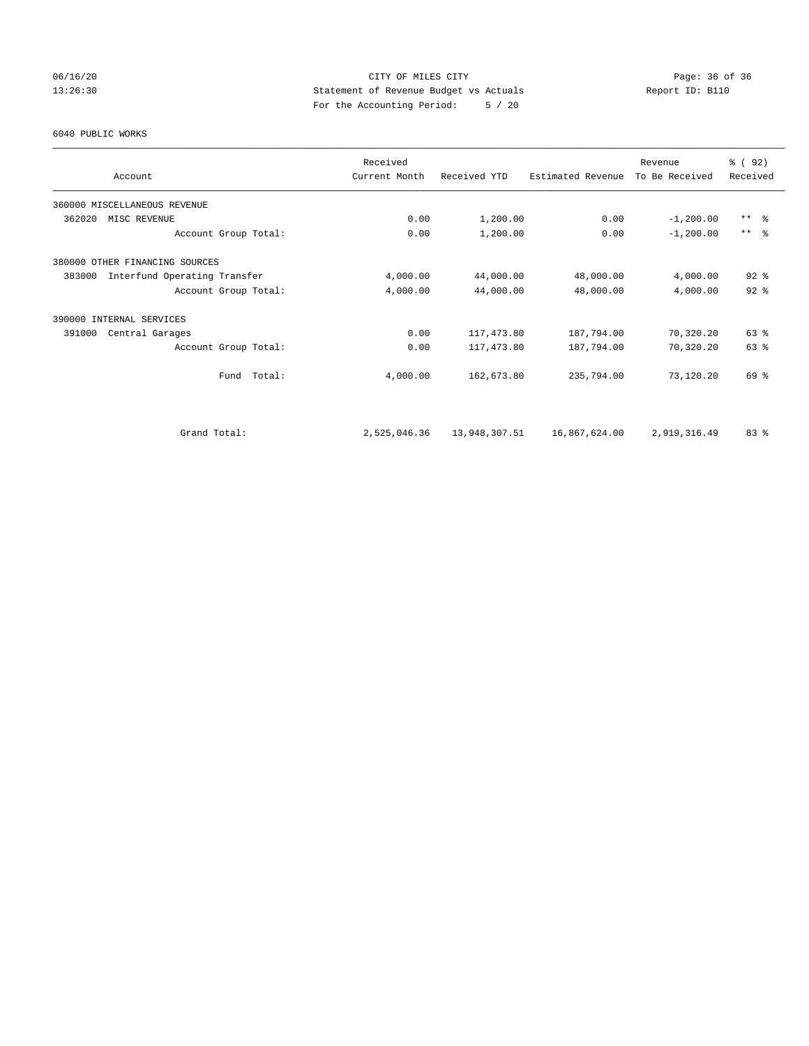CITY OF MILES CITY
Statement of Revenue Budget vs Actuals
For the Accounting Period: 5 / 20

06/16/20
13:26:30

Report ID: B110

6040 PUBLIC WORKS

| Account | Received Current Month | Received YTD | Estimated Revenue | Revenue To Be Received | % ( 92) Received |
|---|---|---|---|---|---|
| 360000 MISCELLANEOUS REVENUE | | | | | |
| 362020 MISC REVENUE | 0.00 | 1,200.00 | 0.00 | -1,200.00 | ** % |
| Account Group Total: | 0.00 | 1,200.00 | 0.00 | -1,200.00 | ** % |
| 380000 OTHER FINANCING SOURCES | | | | | |
| 383000 Interfund Operating Transfer | 4,000.00 | 44,000.00 | 48,000.00 | 4,000.00 | 92 % |
| Account Group Total: | 4,000.00 | 44,000.00 | 48,000.00 | 4,000.00 | 92 % |
| 390000 INTERNAL SERVICES | | | | | |
| 391000 Central Garages | 0.00 | 117,473.80 | 187,794.00 | 70,320.20 | 63 % |
| Account Group Total: | 0.00 | 117,473.80 | 187,794.00 | 70,320.20 | 63 % |
| Fund Total: | 4,000.00 | 162,673.80 | 235,794.00 | 73,120.20 | 69 % |
| Grand Total: | 2,525,046.36 | 13,948,307.51 | 16,867,624.00 | 2,919,316.49 | 83 % |